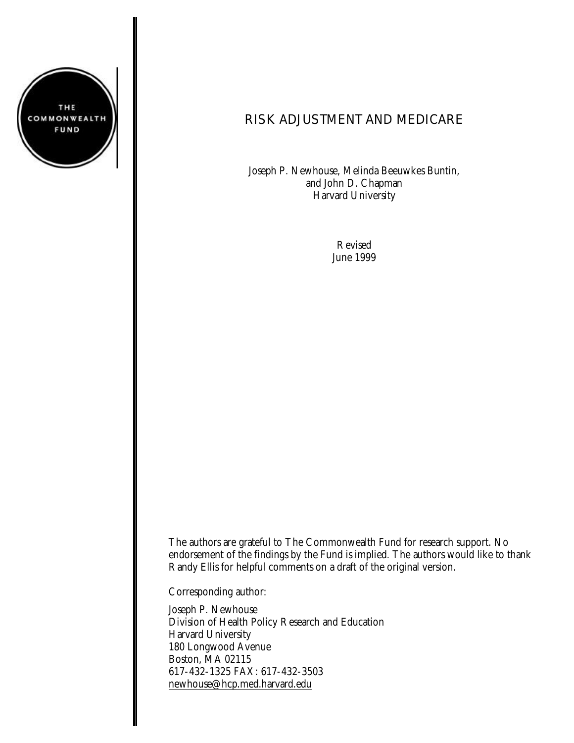THE COMMONWEALTH FUND

# RISK ADJUSTMENT AND MEDICARE

Joseph P. Newhouse, Melinda Beeuwkes Buntin,
and John D. Chapman
Harvard University

Revised
June 1999

The authors are grateful to The Commonwealth Fund for research support. No endorsement of the findings by the Fund is implied. The authors would like to thank Randy Ellis for helpful comments on a draft of the original version.

Corresponding author:

Joseph P. Newhouse
Division of Health Policy Research and Education
Harvard University
180 Longwood Avenue
Boston, MA 02115
617-432-1325 FAX: 617-432-3503
newhouse@hcp.med.harvard.edu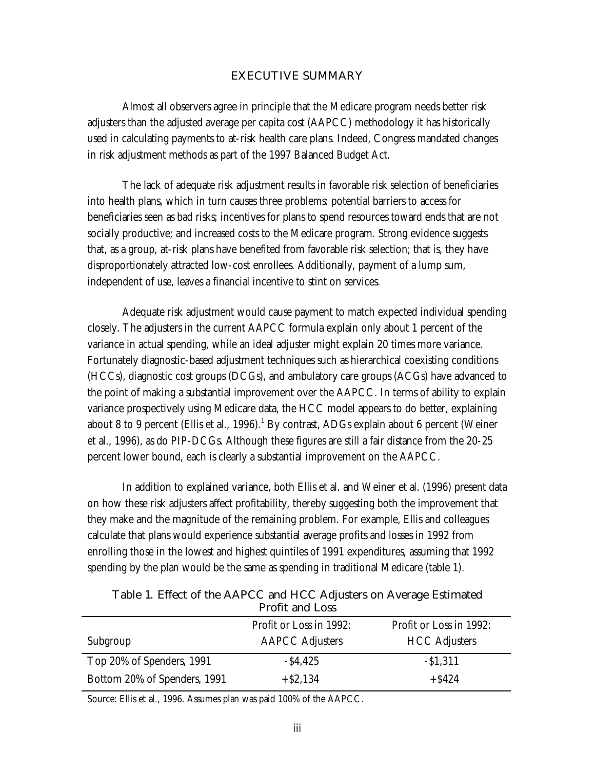# EXECUTIVE SUMMARY

Almost all observers agree in principle that the Medicare program needs better risk adjusters than the adjusted average per capita cost (AAPCC) methodology it has historically used in calculating payments to at-risk health care plans. Indeed, Congress mandated changes in risk adjustment methods as part of the 1997 Balanced Budget Act.

The lack of adequate risk adjustment results in favorable risk selection of beneficiaries into health plans, which in turn causes three problems: potential barriers to access for beneficiaries seen as bad risks; incentives for plans to spend resources toward ends that are not socially productive; and increased costs to the Medicare program. Strong evidence suggests that, as a group, at-risk plans have benefited from favorable risk selection; that is, they have disproportionately attracted low-cost enrollees. Additionally, payment of a lump sum, independent of use, leaves a financial incentive to stint on services.

Adequate risk adjustment would cause payment to match expected individual spending closely. The adjusters in the current AAPCC formula explain only about 1 percent of the variance in actual spending, while an ideal adjuster might explain 20 times more variance. Fortunately diagnostic-based adjustment techniques such as hierarchical coexisting conditions (HCCs), diagnostic cost groups (DCGs), and ambulatory care groups (ACGs) have advanced to the point of making a substantial improvement over the AAPCC. In terms of ability to explain variance prospectively using Medicare data, the HCC model appears to do better, explaining about 8 to 9 percent (Ellis et al., 1996).[1] By contrast, ADGs explain about 6 percent (Weiner et al., 1996), as do PIP-DCGs. Although these figures are still a fair distance from the 20-25 percent lower bound, each is clearly a substantial improvement on the AAPCC.

In addition to explained variance, both Ellis et al. and Weiner et al. (1996) present data on how these risk adjusters affect profitability, thereby suggesting both the improvement that they make and the magnitude of the remaining problem. For example, Ellis and colleagues calculate that plans would experience substantial average profits and losses in 1992 from enrolling those in the lowest and highest quintiles of 1991 expenditures, assuming that 1992 spending by the plan would be the same as spending in traditional Medicare (table 1).

Table 1. Effect of the AAPCC and HCC Adjusters on Average Estimated Profit and Loss

| Subgroup | Profit or Loss in 1992: AAPCC Adjusters | Profit or Loss in 1992: HCC Adjusters |
|---|---|---|
| Top 20% of Spenders, 1991 | -$4,425 | -$1,311 |
| Bottom 20% of Spenders, 1991 | +$2,134 | +$424 |

Source: Ellis et al., 1996. Assumes plan was paid 100% of the AAPCC.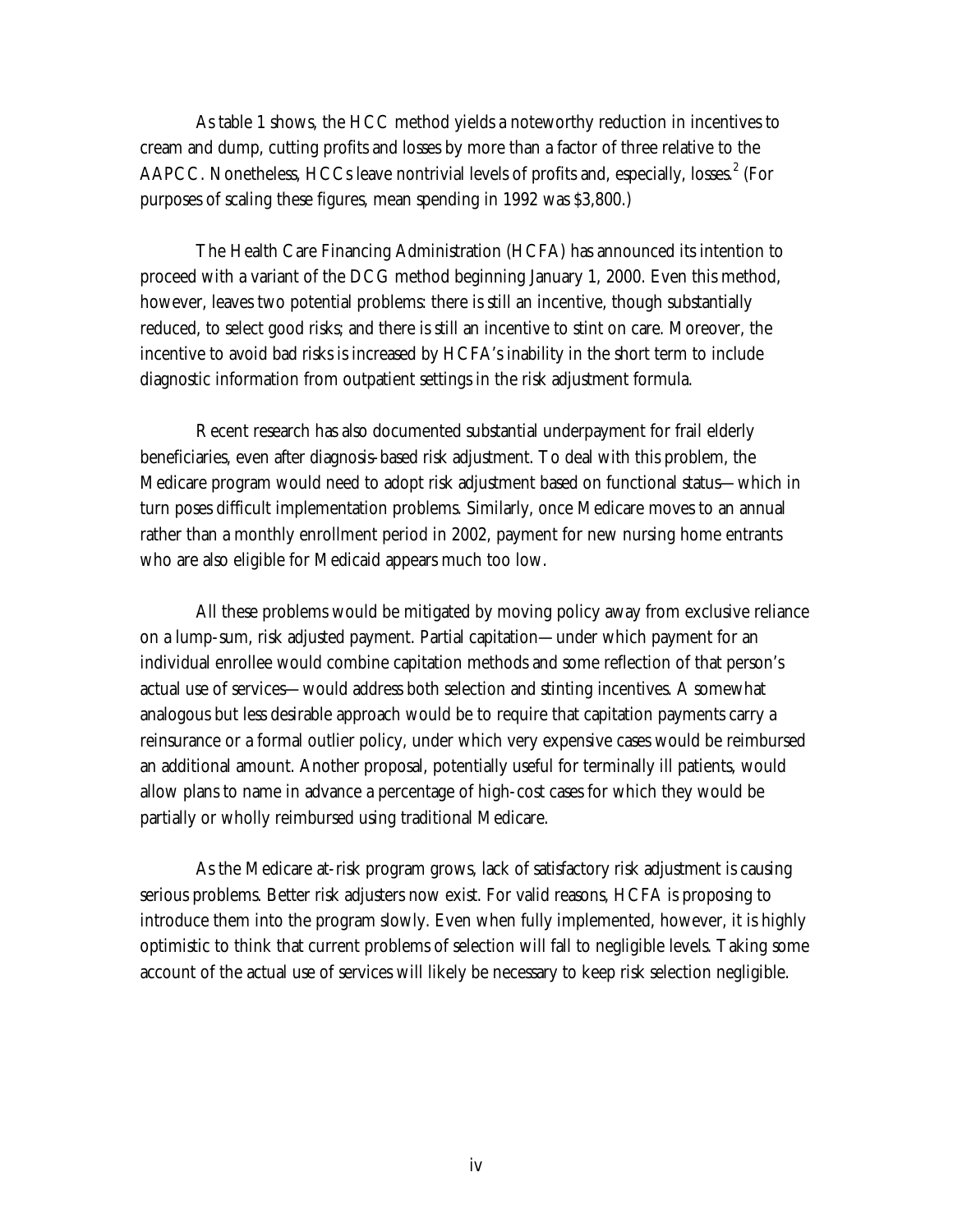As table 1 shows, the HCC method yields a noteworthy reduction in incentives to cream and dump, cutting profits and losses by more than a factor of three relative to the AAPCC. Nonetheless, HCCs leave nontrivial levels of profits and, especially, losses.[2] (For purposes of scaling these figures, mean spending in 1992 was $3,800.)

The Health Care Financing Administration (HCFA) has announced its intention to proceed with a variant of the DCG method beginning January 1, 2000. Even this method, however, leaves two potential problems: there is still an incentive, though substantially reduced, to select good risks; and there is still an incentive to stint on care. Moreover, the incentive to avoid bad risks is increased by HCFA's inability in the short term to include diagnostic information from outpatient settings in the risk adjustment formula.

Recent research has also documented substantial underpayment for frail elderly beneficiaries, even after diagnosis-based risk adjustment. To deal with this problem, the Medicare program would need to adopt risk adjustment based on functional status—which in turn poses difficult implementation problems. Similarly, once Medicare moves to an annual rather than a monthly enrollment period in 2002, payment for new nursing home entrants who are also eligible for Medicaid appears much too low.

All these problems would be mitigated by moving policy away from exclusive reliance on a lump-sum, risk adjusted payment. Partial capitation—under which payment for an individual enrollee would combine capitation methods and some reflection of that person's actual use of services—would address both selection and stinting incentives. A somewhat analogous but less desirable approach would be to require that capitation payments carry a reinsurance or a formal outlier policy, under which very expensive cases would be reimbursed an additional amount. Another proposal, potentially useful for terminally ill patients, would allow plans to name in advance a percentage of high-cost cases for which they would be partially or wholly reimbursed using traditional Medicare.

As the Medicare at-risk program grows, lack of satisfactory risk adjustment is causing serious problems. Better risk adjusters now exist. For valid reasons, HCFA is proposing to introduce them into the program slowly. Even when fully implemented, however, it is highly optimistic to think that current problems of selection will fall to negligible levels. Taking some account of the actual use of services will likely be necessary to keep risk selection negligible.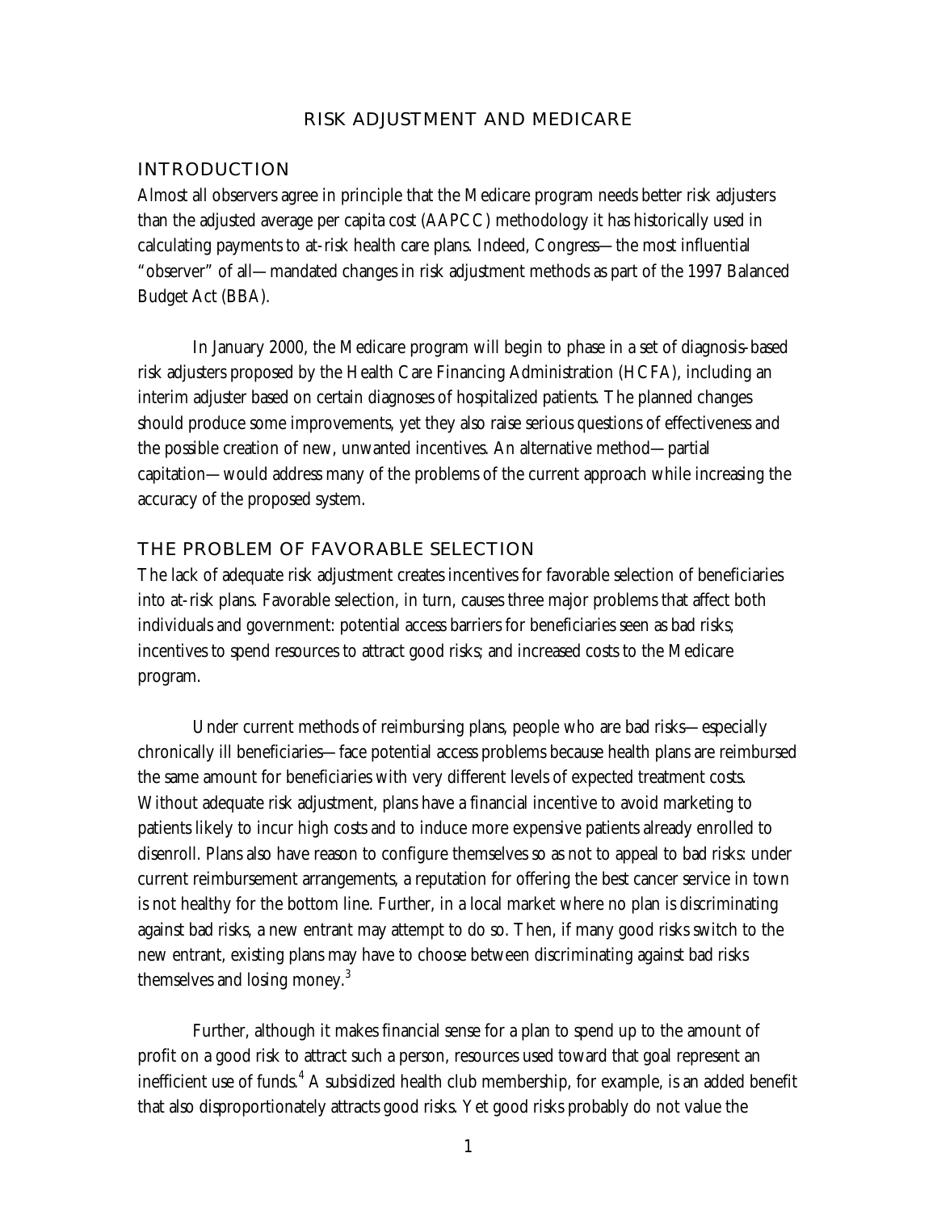# RISK ADJUSTMENT AND MEDICARE

## INTRODUCTION

Almost all observers agree in principle that the Medicare program needs better risk adjusters than the adjusted average per capita cost (AAPCC) methodology it has historically used in calculating payments to at-risk health care plans. Indeed, Congress—the most influential "observer" of all—mandated changes in risk adjustment methods as part of the 1997 Balanced Budget Act (BBA).

In January 2000, the Medicare program will begin to phase in a set of diagnosis-based risk adjusters proposed by the Health Care Financing Administration (HCFA), including an interim adjuster based on certain diagnoses of hospitalized patients. The planned changes should produce some improvements, yet they also raise serious questions of effectiveness and the possible creation of new, unwanted incentives. An alternative method—partial capitation—would address many of the problems of the current approach while increasing the accuracy of the proposed system.

## THE PROBLEM OF FAVORABLE SELECTION

The lack of adequate risk adjustment creates incentives for favorable selection of beneficiaries into at-risk plans. Favorable selection, in turn, causes three major problems that affect both individuals and government: potential access barriers for beneficiaries seen as bad risks; incentives to spend resources to attract good risks; and increased costs to the Medicare program.

Under current methods of reimbursing plans, people who are bad risks—especially chronically ill beneficiaries—face potential access problems because health plans are reimbursed the same amount for beneficiaries with very different levels of expected treatment costs. Without adequate risk adjustment, plans have a financial incentive to avoid marketing to patients likely to incur high costs and to induce more expensive patients already enrolled to disenroll. Plans also have reason to configure themselves so as not to appeal to bad risks: under current reimbursement arrangements, a reputation for offering the best cancer service in town is not healthy for the bottom line. Further, in a local market where no plan is discriminating against bad risks, a new entrant may attempt to do so. Then, if many good risks switch to the new entrant, existing plans may have to choose between discriminating against bad risks themselves and losing money.[3]

Further, although it makes financial sense for a plan to spend up to the amount of profit on a good risk to attract such a person, resources used toward that goal represent an inefficient use of funds.[4] A subsidized health club membership, for example, is an added benefit that also disproportionately attracts good risks. Yet good risks probably do not value the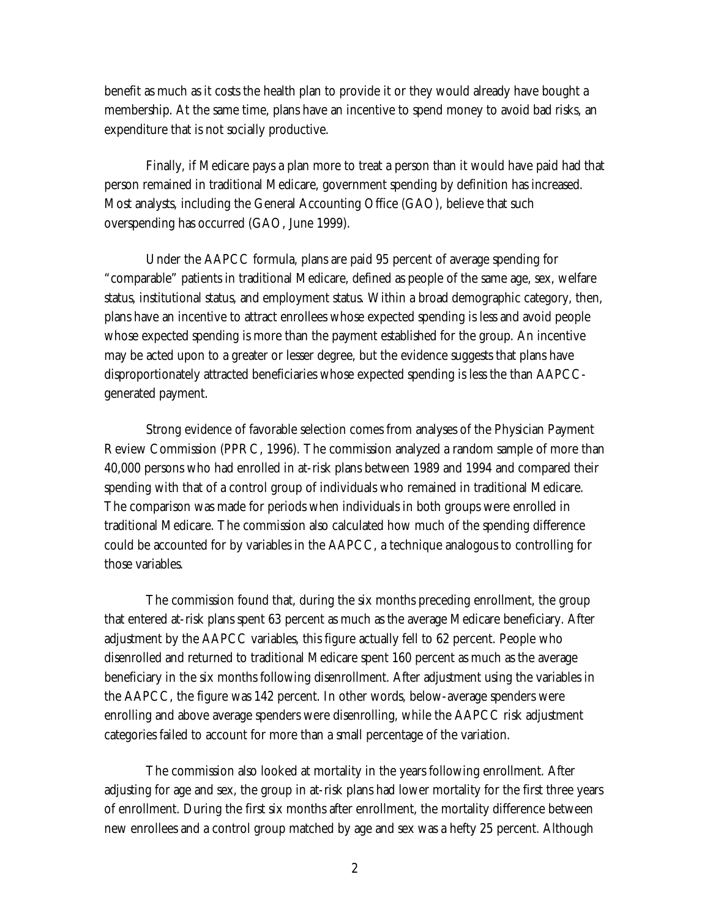benefit as much as it costs the health plan to provide it or they would already have bought a membership. At the same time, plans have an incentive to spend money to avoid bad risks, an expenditure that is not socially productive.

Finally, if Medicare pays a plan more to treat a person than it would have paid had that person remained in traditional Medicare, government spending by definition has increased. Most analysts, including the General Accounting Office (GAO), believe that such overspending has occurred (GAO, June 1999).

Under the AAPCC formula, plans are paid 95 percent of average spending for "comparable" patients in traditional Medicare, defined as people of the same age, sex, welfare status, institutional status, and employment status. Within a broad demographic category, then, plans have an incentive to attract enrollees whose expected spending is less and avoid people whose expected spending is more than the payment established for the group. An incentive may be acted upon to a greater or lesser degree, but the evidence suggests that plans have disproportionately attracted beneficiaries whose expected spending is less the than AAPCC-generated payment.

Strong evidence of favorable selection comes from analyses of the Physician Payment Review Commission (PPRC, 1996). The commission analyzed a random sample of more than 40,000 persons who had enrolled in at-risk plans between 1989 and 1994 and compared their spending with that of a control group of individuals who remained in traditional Medicare. The comparison was made for periods when individuals in both groups were enrolled in traditional Medicare. The commission also calculated how much of the spending difference could be accounted for by variables in the AAPCC, a technique analogous to controlling for those variables.

The commission found that, during the six months preceding enrollment, the group that entered at-risk plans spent 63 percent as much as the average Medicare beneficiary. After adjustment by the AAPCC variables, this figure actually fell to 62 percent. People who disenrolled and returned to traditional Medicare spent 160 percent as much as the average beneficiary in the six months following disenrollment. After adjustment using the variables in the AAPCC, the figure was 142 percent. In other words, below-average spenders were enrolling and above average spenders were disenrolling, while the AAPCC risk adjustment categories failed to account for more than a small percentage of the variation.

The commission also looked at mortality in the years following enrollment. After adjusting for age and sex, the group in at-risk plans had lower mortality for the first three years of enrollment. During the first six months after enrollment, the mortality difference between new enrollees and a control group matched by age and sex was a hefty 25 percent. Although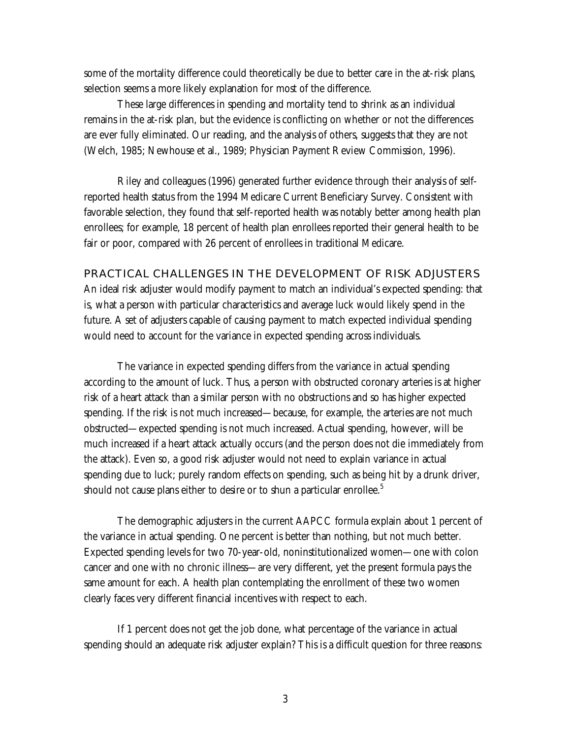some of the mortality difference could theoretically be due to better care in the at-risk plans, selection seems a more likely explanation for most of the difference.

These large differences in spending and mortality tend to shrink as an individual remains in the at-risk plan, but the evidence is conflicting on whether or not the differences are ever fully eliminated. Our reading, and the analysis of others, suggests that they are not (Welch, 1985; Newhouse et al., 1989; Physician Payment Review Commission, 1996).

Riley and colleagues (1996) generated further evidence through their analysis of self-reported health status from the 1994 Medicare Current Beneficiary Survey. Consistent with favorable selection, they found that self-reported health was notably better among health plan enrollees; for example, 18 percent of health plan enrollees reported their general health to be fair or poor, compared with 26 percent of enrollees in traditional Medicare.

## PRACTICAL CHALLENGES IN THE DEVELOPMENT OF RISK ADJUSTERS

An ideal risk adjuster would modify payment to match an individual's expected spending: that is, what a person with particular characteristics and average luck would likely spend in the future. A set of adjusters capable of causing payment to match expected individual spending would need to account for the variance in expected spending across individuals.

The variance in expected spending differs from the variance in actual spending according to the amount of luck. Thus, a person with obstructed coronary arteries is at higher risk of a heart attack than a similar person with no obstructions and so has higher expected spending. If the risk is not much increased—because, for example, the arteries are not much obstructed—expected spending is not much increased. Actual spending, however, will be much increased if a heart attack actually occurs (and the person does not die immediately from the attack). Even so, a good risk adjuster would not need to explain variance in actual spending due to luck; purely random effects on spending, such as being hit by a drunk driver, should not cause plans either to desire or to shun a particular enrollee.[5]

The demographic adjusters in the current AAPCC formula explain about 1 percent of the variance in actual spending. One percent is better than nothing, but not much better. Expected spending levels for two 70-year-old, noninstitutionalized women—one with colon cancer and one with no chronic illness—are very different, yet the present formula pays the same amount for each. A health plan contemplating the enrollment of these two women clearly faces very different financial incentives with respect to each.

If 1 percent does not get the job done, what percentage of the variance in actual spending should an adequate risk adjuster explain? This is a difficult question for three reasons: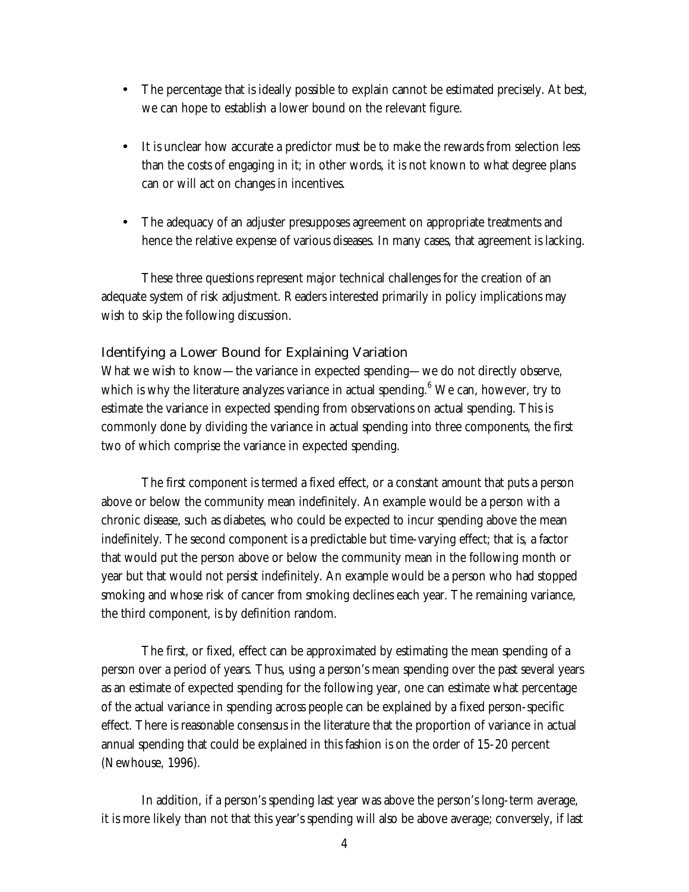- The percentage that is ideally possible to explain cannot be estimated precisely. At best, we can hope to establish a lower bound on the relevant figure.

- It is unclear how accurate a predictor must be to make the rewards from selection less than the costs of engaging in it; in other words, it is not known to what degree plans can or will act on changes in incentives.

- The adequacy of an adjuster presupposes agreement on appropriate treatments and hence the relative expense of various diseases. In many cases, that agreement is lacking.

These three questions represent major technical challenges for the creation of an adequate system of risk adjustment. Readers interested primarily in policy implications may wish to skip the following discussion.

### Identifying a Lower Bound for Explaining Variation

What we wish to know—the variance in expected spending—we do not directly observe, which is why the literature analyzes variance in actual spending.[6] We can, however, try to estimate the variance in expected spending from observations on actual spending. This is commonly done by dividing the variance in actual spending into three components, the first two of which comprise the variance in expected spending.

The first component is termed a fixed effect, or a constant amount that puts a person above or below the community mean indefinitely. An example would be a person with a chronic disease, such as diabetes, who could be expected to incur spending above the mean indefinitely. The second component is a predictable but time-varying effect; that is, a factor that would put the person above or below the community mean in the following month or year but that would not persist indefinitely. An example would be a person who had stopped smoking and whose risk of cancer from smoking declines each year. The remaining variance, the third component, is by definition random.

The first, or fixed, effect can be approximated by estimating the mean spending of a person over a period of years. Thus, using a person's mean spending over the past several years as an estimate of expected spending for the following year, one can estimate what percentage of the actual variance in spending across people can be explained by a fixed person-specific effect. There is reasonable consensus in the literature that the proportion of variance in actual annual spending that could be explained in this fashion is on the order of 15-20 percent (Newhouse, 1996).

In addition, if a person's spending last year was above the person's long-term average, it is more likely than not that this year's spending will also be above average; conversely, if last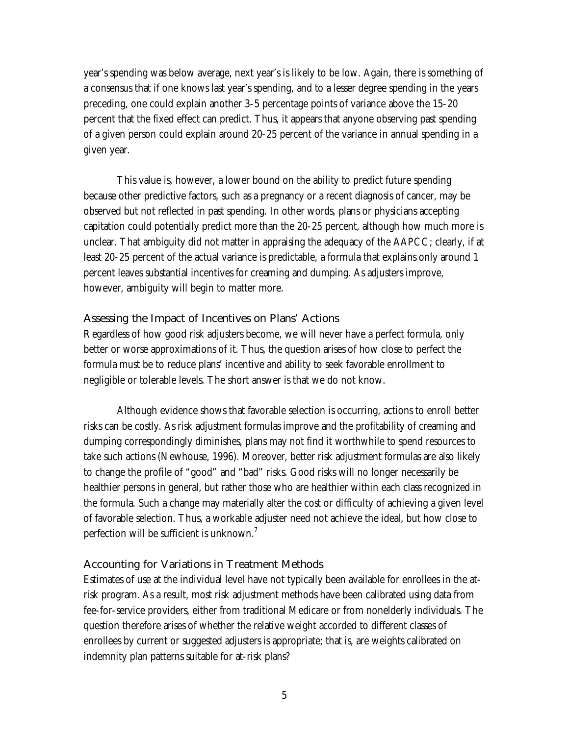year's spending was below average, next year's is likely to be low. Again, there is something of a consensus that if one knows last year's spending, and to a lesser degree spending in the years preceding, one could explain another 3-5 percentage points of variance above the 15-20 percent that the fixed effect can predict. Thus, it appears that anyone observing past spending of a given person could explain around 20-25 percent of the variance in annual spending in a given year.

This value is, however, a lower bound on the ability to predict future spending because other predictive factors, such as a pregnancy or a recent diagnosis of cancer, may be observed but not reflected in past spending. In other words, plans or physicians accepting capitation could potentially predict more than the 20-25 percent, although how much more is unclear. That ambiguity did not matter in appraising the adequacy of the AAPCC; clearly, if at least 20-25 percent of the actual variance is predictable, a formula that explains only around 1 percent leaves substantial incentives for creaming and dumping. As adjusters improve, however, ambiguity will begin to matter more.

### Assessing the Impact of Incentives on Plans' Actions

Regardless of how good risk adjusters become, we will never have a perfect formula, only better or worse approximations of it. Thus, the question arises of how close to perfect the formula must be to reduce plans' incentive and ability to seek favorable enrollment to negligible or tolerable levels. The short answer is that we do not know.

Although evidence shows that favorable selection is occurring, actions to enroll better risks can be costly. As risk adjustment formulas improve and the profitability of creaming and dumping correspondingly diminishes, plans may not find it worthwhile to spend resources to take such actions (Newhouse, 1996). Moreover, better risk adjustment formulas are also likely to change the profile of "good" and "bad" risks. Good risks will no longer necessarily be healthier persons in general, but rather those who are healthier within each class recognized in the formula. Such a change may materially alter the cost or difficulty of achieving a given level of favorable selection. Thus, a workable adjuster need not achieve the ideal, but how close to perfection will be sufficient is unknown.[7]

### Accounting for Variations in Treatment Methods

Estimates of use at the individual level have not typically been available for enrollees in the at-risk program. As a result, most risk adjustment methods have been calibrated using data from fee-for-service providers, either from traditional Medicare or from nonelderly individuals. The question therefore arises of whether the relative weight accorded to different classes of enrollees by current or suggested adjusters is appropriate; that is, are weights calibrated on indemnity plan patterns suitable for at-risk plans?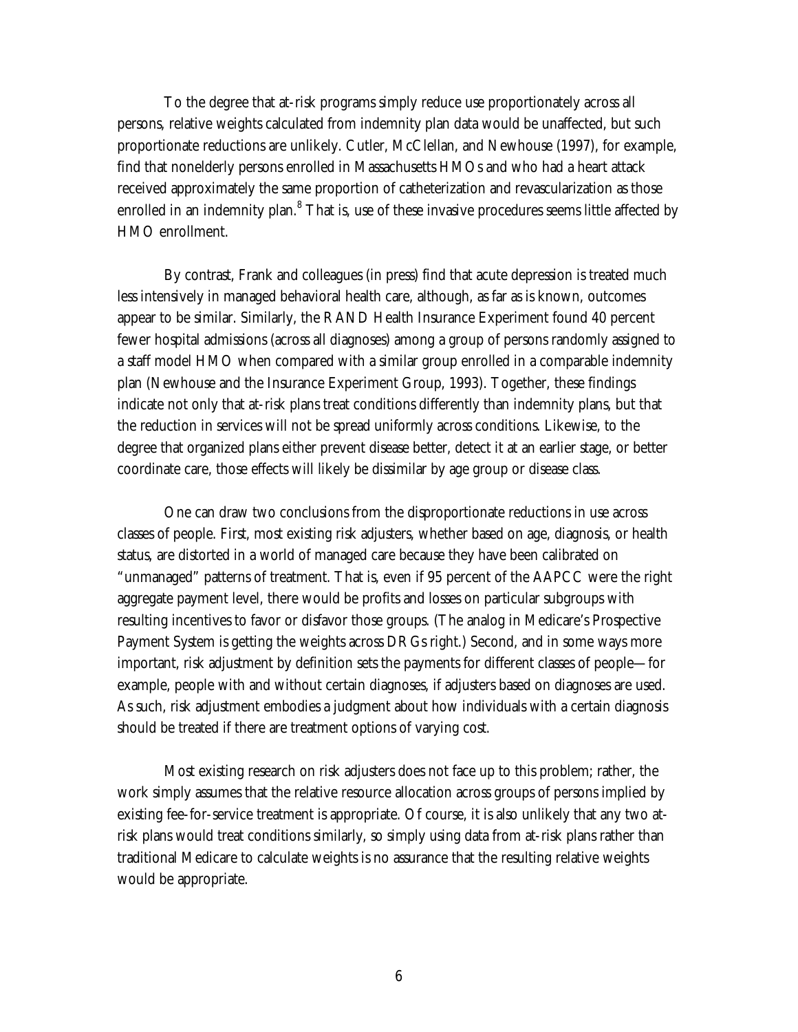To the degree that at-risk programs simply reduce use proportionately across all persons, relative weights calculated from indemnity plan data would be unaffected, but such proportionate reductions are unlikely. Cutler, McClellan, and Newhouse (1997), for example, find that nonelderly persons enrolled in Massachusetts HMOs and who had a heart attack received approximately the same proportion of catheterization and revascularization as those enrolled in an indemnity plan.[8] That is, use of these invasive procedures seems little affected by HMO enrollment.

By contrast, Frank and colleagues (in press) find that acute depression is treated much less intensively in managed behavioral health care, although, as far as is known, outcomes appear to be similar. Similarly, the RAND Health Insurance Experiment found 40 percent fewer hospital admissions (across all diagnoses) among a group of persons randomly assigned to a staff model HMO when compared with a similar group enrolled in a comparable indemnity plan (Newhouse and the Insurance Experiment Group, 1993). Together, these findings indicate not only that at-risk plans treat conditions differently than indemnity plans, but that the reduction in services will not be spread uniformly across conditions. Likewise, to the degree that organized plans either prevent disease better, detect it at an earlier stage, or better coordinate care, those effects will likely be dissimilar by age group or disease class.

One can draw two conclusions from the disproportionate reductions in use across classes of people. First, most existing risk adjusters, whether based on age, diagnosis, or health status, are distorted in a world of managed care because they have been calibrated on "unmanaged" patterns of treatment. That is, even if 95 percent of the AAPCC were the right aggregate payment level, there would be profits and losses on particular subgroups with resulting incentives to favor or disfavor those groups. (The analog in Medicare's Prospective Payment System is getting the weights across DRGs right.) Second, and in some ways more important, risk adjustment by definition sets the payments for different classes of people—for example, people with and without certain diagnoses, if adjusters based on diagnoses are used. As such, risk adjustment embodies a judgment about how individuals with a certain diagnosis should be treated if there are treatment options of varying cost.

Most existing research on risk adjusters does not face up to this problem; rather, the work simply assumes that the relative resource allocation across groups of persons implied by existing fee-for-service treatment is appropriate. Of course, it is also unlikely that any two at-risk plans would treat conditions similarly, so simply using data from at-risk plans rather than traditional Medicare to calculate weights is no assurance that the resulting relative weights would be appropriate.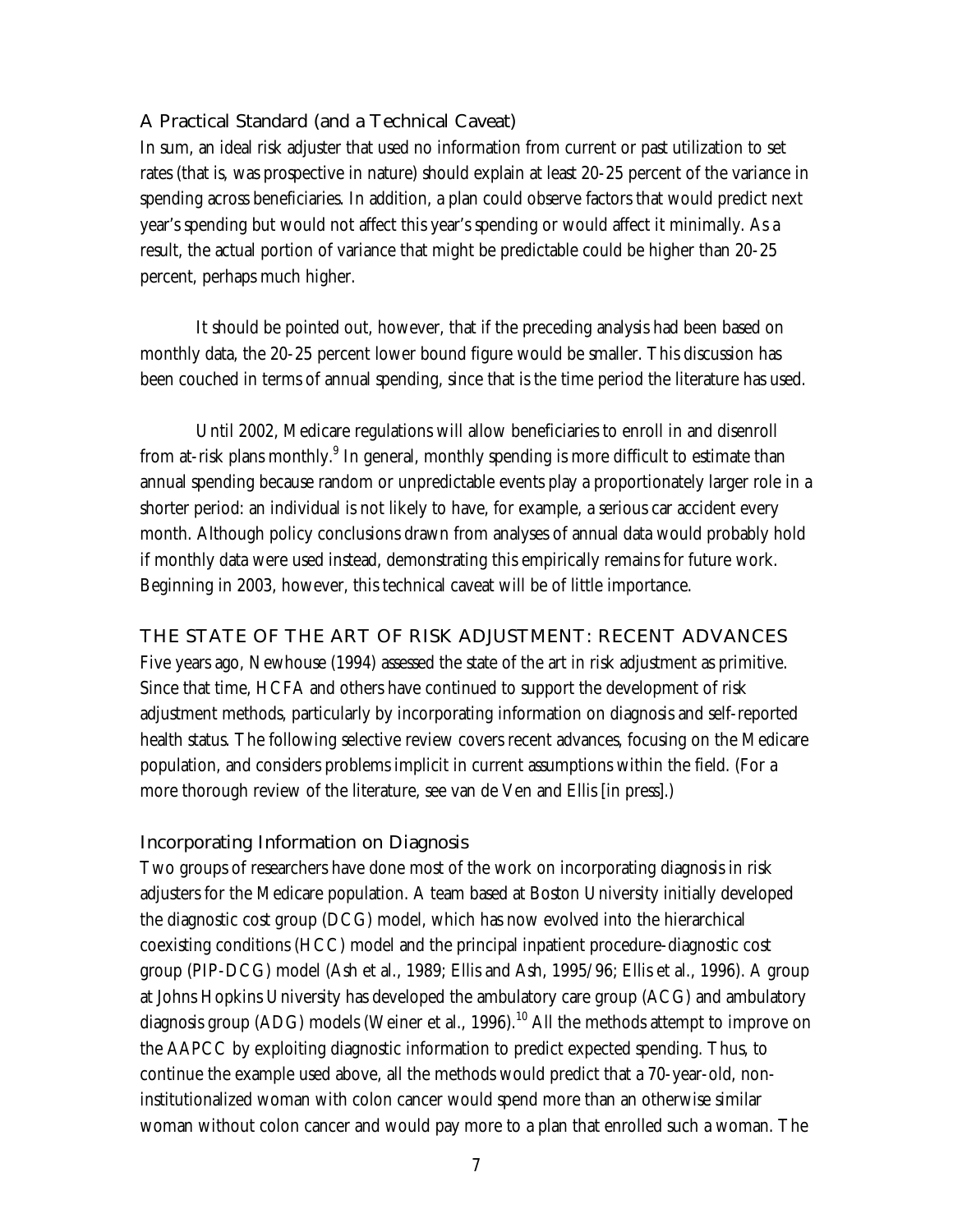### A Practical Standard (and a Technical Caveat)

In sum, an ideal risk adjuster that used no information from current or past utilization to set rates (that is, was prospective in nature) should explain at least 20-25 percent of the variance in spending across beneficiaries. In addition, a plan could observe factors that would predict next year's spending but would not affect this year's spending or would affect it minimally. As a result, the actual portion of variance that might be predictable could be higher than 20-25 percent, perhaps much higher.

It should be pointed out, however, that if the preceding analysis had been based on monthly data, the 20-25 percent lower bound figure would be smaller. This discussion has been couched in terms of annual spending, since that is the time period the literature has used.

Until 2002, Medicare regulations will allow beneficiaries to enroll in and disenroll from at-risk plans monthly.[9] In general, monthly spending is more difficult to estimate than annual spending because random or unpredictable events play a proportionately larger role in a shorter period: an individual is not likely to have, for example, a serious car accident every month. Although policy conclusions drawn from analyses of annual data would probably hold if monthly data were used instead, demonstrating this empirically remains for future work. Beginning in 2003, however, this technical caveat will be of little importance.

## THE STATE OF THE ART OF RISK ADJUSTMENT: RECENT ADVANCES

Five years ago, Newhouse (1994) assessed the state of the art in risk adjustment as primitive. Since that time, HCFA and others have continued to support the development of risk adjustment methods, particularly by incorporating information on diagnosis and self-reported health status. The following selective review covers recent advances, focusing on the Medicare population, and considers problems implicit in current assumptions within the field. (For a more thorough review of the literature, see van de Ven and Ellis [in press].)

### Incorporating Information on Diagnosis

Two groups of researchers have done most of the work on incorporating diagnosis in risk adjusters for the Medicare population. A team based at Boston University initially developed the diagnostic cost group (DCG) model, which has now evolved into the hierarchical coexisting conditions (HCC) model and the principal inpatient procedure-diagnostic cost group (PIP-DCG) model (Ash et al., 1989; Ellis and Ash, 1995/96; Ellis et al., 1996). A group at Johns Hopkins University has developed the ambulatory care group (ACG) and ambulatory diagnosis group (ADG) models (Weiner et al., 1996).[10] All the methods attempt to improve on the AAPCC by exploiting diagnostic information to predict expected spending. Thus, to continue the example used above, all the methods would predict that a 70-year-old, non-institutionalized woman with colon cancer would spend more than an otherwise similar woman without colon cancer and would pay more to a plan that enrolled such a woman. The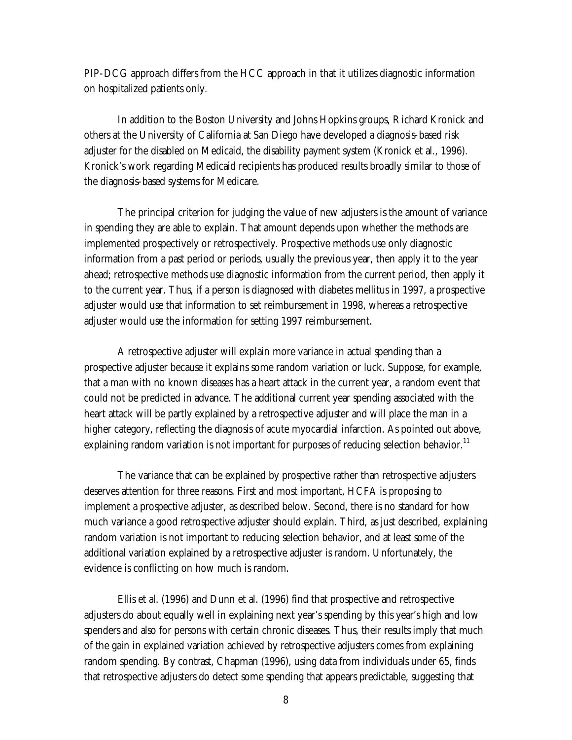PIP-DCG approach differs from the HCC approach in that it utilizes diagnostic information on hospitalized patients only.

In addition to the Boston University and Johns Hopkins groups, Richard Kronick and others at the University of California at San Diego have developed a diagnosis-based risk adjuster for the disabled on Medicaid, the disability payment system (Kronick et al., 1996). Kronick's work regarding Medicaid recipients has produced results broadly similar to those of the diagnosis-based systems for Medicare.

The principal criterion for judging the value of new adjusters is the amount of variance in spending they are able to explain. That amount depends upon whether the methods are implemented prospectively or retrospectively. Prospective methods use only diagnostic information from a past period or periods, usually the previous year, then apply it to the year ahead; retrospective methods use diagnostic information from the current period, then apply it to the current year. Thus, if a person is diagnosed with diabetes mellitus in 1997, a prospective adjuster would use that information to set reimbursement in 1998, whereas a retrospective adjuster would use the information for setting 1997 reimbursement.

A retrospective adjuster will explain more variance in actual spending than a prospective adjuster because it explains some random variation or luck. Suppose, for example, that a man with no known diseases has a heart attack in the current year, a random event that could not be predicted in advance. The additional current year spending associated with the heart attack will be partly explained by a retrospective adjuster and will place the man in a higher category, reflecting the diagnosis of acute myocardial infarction. As pointed out above, explaining random variation is not important for purposes of reducing selection behavior.[11]

The variance that can be explained by prospective rather than retrospective adjusters deserves attention for three reasons. First and most important, HCFA is proposing to implement a prospective adjuster, as described below. Second, there is no standard for how much variance a good retrospective adjuster should explain. Third, as just described, explaining random variation is not important to reducing selection behavior, and at least some of the additional variation explained by a retrospective adjuster is random. Unfortunately, the evidence is conflicting on how much is random.

Ellis et al. (1996) and Dunn et al. (1996) find that prospective and retrospective adjusters do about equally well in explaining next year's spending by this year's high and low spenders and also for persons with certain chronic diseases. Thus, their results imply that much of the gain in explained variation achieved by retrospective adjusters comes from explaining random spending. By contrast, Chapman (1996), using data from individuals under 65, finds that retrospective adjusters do detect some spending that appears predictable, suggesting that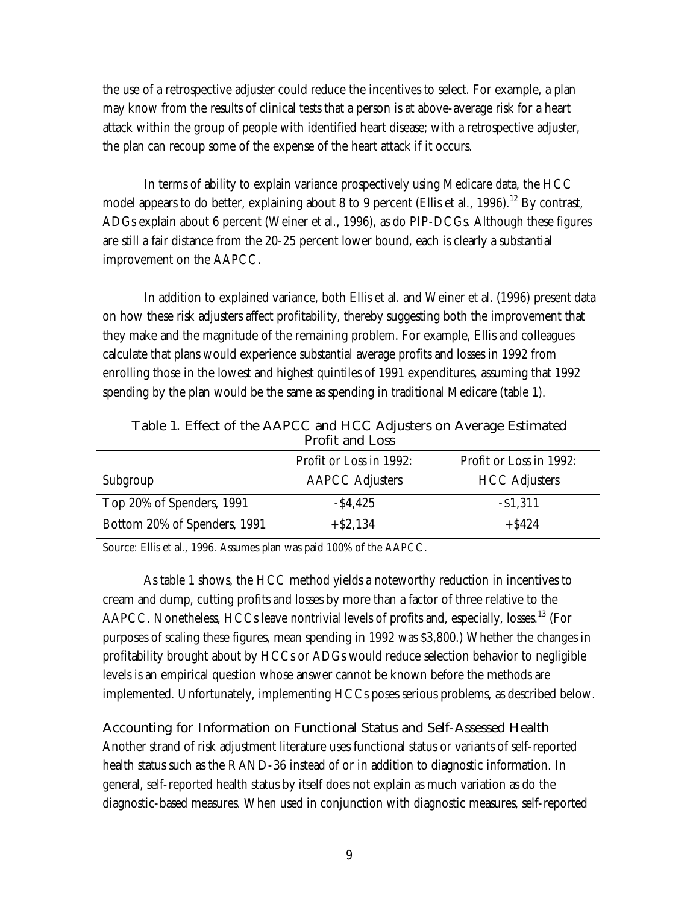the use of a retrospective adjuster could reduce the incentives to select. For example, a plan may know from the results of clinical tests that a person is at above-average risk for a heart attack within the group of people with identified heart disease; with a retrospective adjuster, the plan can recoup some of the expense of the heart attack if it occurs.

In terms of ability to explain variance prospectively using Medicare data, the HCC model appears to do better, explaining about 8 to 9 percent (Ellis et al., 1996).[12] By contrast, ADGs explain about 6 percent (Weiner et al., 1996), as do PIP-DCGs. Although these figures are still a fair distance from the 20-25 percent lower bound, each is clearly a substantial improvement on the AAPCC.

In addition to explained variance, both Ellis et al. and Weiner et al. (1996) present data on how these risk adjusters affect profitability, thereby suggesting both the improvement that they make and the magnitude of the remaining problem. For example, Ellis and colleagues calculate that plans would experience substantial average profits and losses in 1992 from enrolling those in the lowest and highest quintiles of 1991 expenditures, assuming that 1992 spending by the plan would be the same as spending in traditional Medicare (table 1).

Table 1. Effect of the AAPCC and HCC Adjusters on Average Estimated Profit and Loss

| Subgroup | Profit or Loss in 1992: AAPCC Adjusters | Profit or Loss in 1992: HCC Adjusters |
|---|---|---|
| Top 20% of Spenders, 1991 | -$4,425 | -$1,311 |
| Bottom 20% of Spenders, 1991 | +$2,134 | +$424 |

Source: Ellis et al., 1996. Assumes plan was paid 100% of the AAPCC.

As table 1 shows, the HCC method yields a noteworthy reduction in incentives to cream and dump, cutting profits and losses by more than a factor of three relative to the AAPCC. Nonetheless, HCCs leave nontrivial levels of profits and, especially, losses.[13] (For purposes of scaling these figures, mean spending in 1992 was $3,800.) Whether the changes in profitability brought about by HCCs or ADGs would reduce selection behavior to negligible levels is an empirical question whose answer cannot be known before the methods are implemented. Unfortunately, implementing HCCs poses serious problems, as described below.

### Accounting for Information on Functional Status and Self-Assessed Health

Another strand of risk adjustment literature uses functional status or variants of self-reported health status such as the RAND-36 instead of or in addition to diagnostic information. In general, self-reported health status by itself does not explain as much variation as do the diagnostic-based measures. When used in conjunction with diagnostic measures, self-reported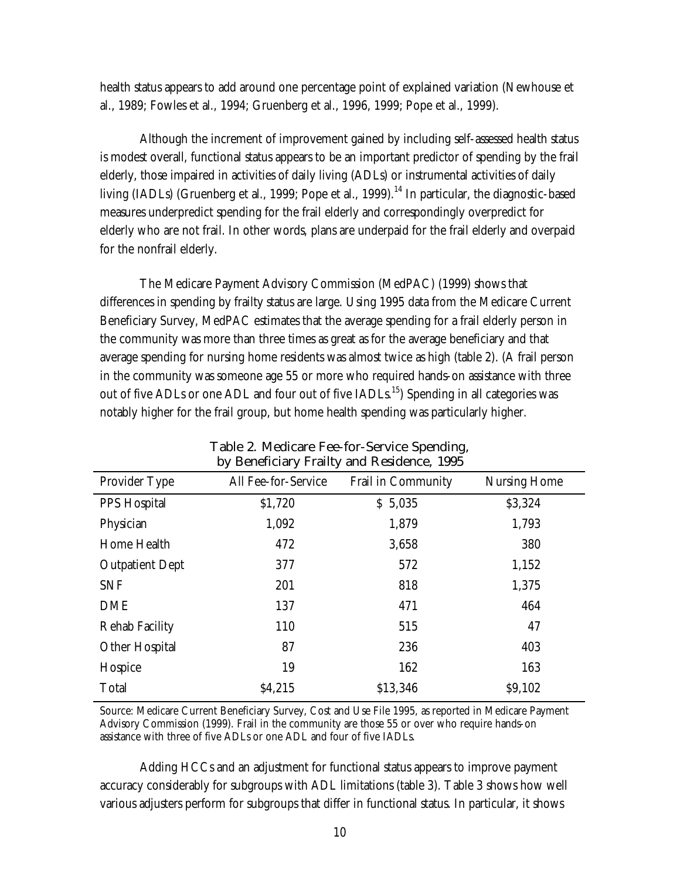health status appears to add around one percentage point of explained variation (Newhouse et al., 1989; Fowles et al., 1994; Gruenberg et al., 1996, 1999; Pope et al., 1999).

Although the increment of improvement gained by including self-assessed health status is modest overall, functional status appears to be an important predictor of spending by the frail elderly, those impaired in activities of daily living (ADLs) or instrumental activities of daily living (IADLs) (Gruenberg et al., 1999; Pope et al., 1999).[14] In particular, the diagnostic-based measures underpredict spending for the frail elderly and correspondingly overpredict for elderly who are not frail. In other words, plans are underpaid for the frail elderly and overpaid for the nonfrail elderly.

The Medicare Payment Advisory Commission (MedPAC) (1999) shows that differences in spending by frailty status are large. Using 1995 data from the Medicare Current Beneficiary Survey, MedPAC estimates that the average spending for a frail elderly person in the community was more than three times as great as for the average beneficiary and that average spending for nursing home residents was almost twice as high (table 2). (A frail person in the community was someone age 55 or more who required hands-on assistance with three out of five ADLs or one ADL and four out of five IADLs.[15]) Spending in all categories was notably higher for the frail group, but home health spending was particularly higher.

Table 2. Medicare Fee-for-Service Spending, by Beneficiary Frailty and Residence, 1995

| Provider Type | All Fee-for-Service | Frail in Community | Nursing Home |
|---|---|---|---|
| PPS Hospital | $1,720 | $ 5,035 | $3,324 |
| Physician | 1,092 | 1,879 | 1,793 |
| Home Health | 472 | 3,658 | 380 |
| Outpatient Dept | 377 | 572 | 1,152 |
| SNF | 201 | 818 | 1,375 |
| DME | 137 | 471 | 464 |
| Rehab Facility | 110 | 515 | 47 |
| Other Hospital | 87 | 236 | 403 |
| Hospice | 19 | 162 | 163 |
| Total | $4,215 | $13,346 | $9,102 |

Source: Medicare Current Beneficiary Survey, Cost and Use File 1995, as reported in Medicare Payment Advisory Commission (1999). Frail in the community are those 55 or over who require hands-on assistance with three of five ADLs or one ADL and four of five IADLs.

Adding HCCs and an adjustment for functional status appears to improve payment accuracy considerably for subgroups with ADL limitations (table 3). Table 3 shows how well various adjusters perform for subgroups that differ in functional status. In particular, it shows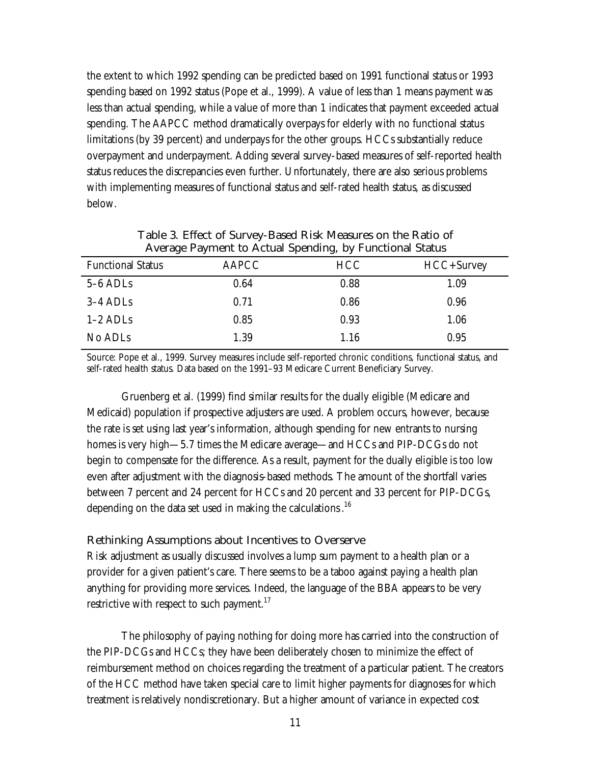the extent to which 1992 spending can be predicted based on 1991 functional status or 1993 spending based on 1992 status (Pope et al., 1999). A value of less than 1 means payment was less than actual spending, while a value of more than 1 indicates that payment exceeded actual spending. The AAPCC method dramatically overpays for elderly with no functional status limitations (by 39 percent) and underpays for the other groups. HCCs substantially reduce overpayment and underpayment. Adding several survey-based measures of self-reported health status reduces the discrepancies even further. Unfortunately, there are also serious problems with implementing measures of functional status and self-rated health status, as discussed below.

Table 3. Effect of Survey-Based Risk Measures on the Ratio of Average Payment to Actual Spending, by Functional Status

| Functional Status | AAPCC | HCC | HCC+Survey |
|---|---|---|---|
| 5–6 ADLs | 0.64 | 0.88 | 1.09 |
| 3–4 ADLs | 0.71 | 0.86 | 0.96 |
| 1–2 ADLs | 0.85 | 0.93 | 1.06 |
| No ADLs | 1.39 | 1.16 | 0.95 |

Source: Pope et al., 1999. Survey measures include self-reported chronic conditions, functional status, and self-rated health status. Data based on the 1991–93 Medicare Current Beneficiary Survey.

Gruenberg et al. (1999) find similar results for the dually eligible (Medicare and Medicaid) population if prospective adjusters are used. A problem occurs, however, because the rate is set using last year's information, although spending for new entrants to nursing homes is very high—5.7 times the Medicare average—and HCCs and PIP-DCGs do not begin to compensate for the difference. As a result, payment for the dually eligible is too low even after adjustment with the diagnosis-based methods. The amount of the shortfall varies between 7 percent and 24 percent for HCCs and 20 percent and 33 percent for PIP-DCGs, depending on the data set used in making the calculations.[16]

### Rethinking Assumptions about Incentives to Overserve

Risk adjustment as usually discussed involves a lump sum payment to a health plan or a provider for a given patient's care. There seems to be a taboo against paying a health plan anything for providing more services. Indeed, the language of the BBA appears to be very restrictive with respect to such payment.[17]

The philosophy of paying nothing for doing more has carried into the construction of the PIP-DCGs and HCCs; they have been deliberately chosen to minimize the effect of reimbursement method on choices regarding the treatment of a particular patient. The creators of the HCC method have taken special care to limit higher payments for diagnoses for which treatment is relatively nondiscretionary. But a higher amount of variance in expected cost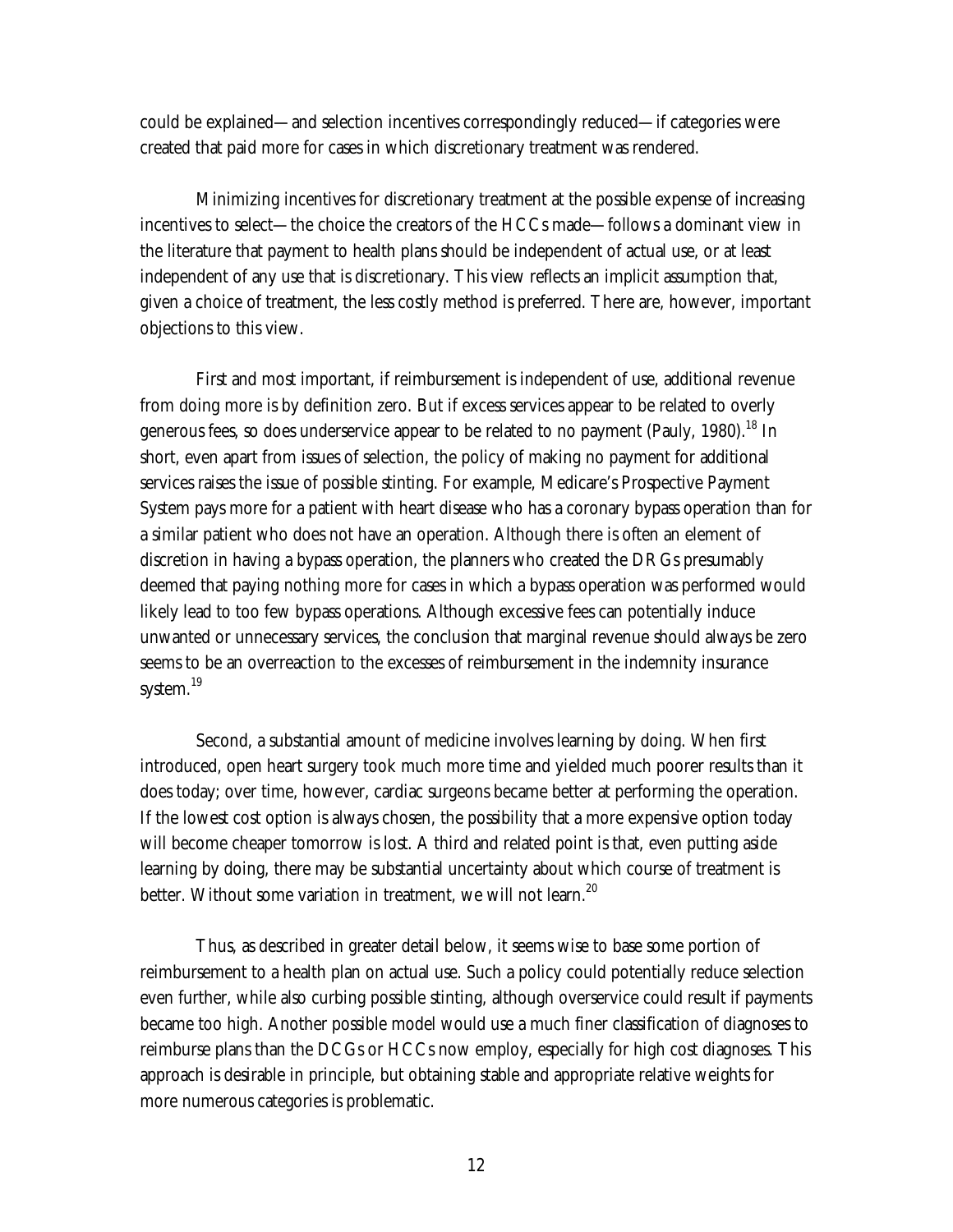could be explained—and selection incentives correspondingly reduced—if categories were created that paid more for cases in which discretionary treatment was rendered.

Minimizing incentives for discretionary treatment at the possible expense of increasing incentives to select—the choice the creators of the HCCs made—follows a dominant view in the literature that payment to health plans should be independent of actual use, or at least independent of any use that is discretionary. This view reflects an implicit assumption that, given a choice of treatment, the less costly method is preferred. There are, however, important objections to this view.

First and most important, if reimbursement is independent of use, additional revenue from doing more is by definition zero. But if excess services appear to be related to overly generous fees, so does underservice appear to be related to no payment (Pauly, 1980).[18] In short, even apart from issues of selection, the policy of making no payment for additional services raises the issue of possible stinting. For example, Medicare's Prospective Payment System pays more for a patient with heart disease who has a coronary bypass operation than for a similar patient who does not have an operation. Although there is often an element of discretion in having a bypass operation, the planners who created the DRGs presumably deemed that paying nothing more for cases in which a bypass operation was performed would likely lead to too few bypass operations. Although excessive fees can potentially induce unwanted or unnecessary services, the conclusion that marginal revenue should always be zero seems to be an overreaction to the excesses of reimbursement in the indemnity insurance system.[19]

Second, a substantial amount of medicine involves learning by doing. When first introduced, open heart surgery took much more time and yielded much poorer results than it does today; over time, however, cardiac surgeons became better at performing the operation. If the lowest cost option is always chosen, the possibility that a more expensive option today will become cheaper tomorrow is lost. A third and related point is that, even putting aside learning by doing, there may be substantial uncertainty about which course of treatment is better. Without some variation in treatment, we will not learn.[20]

Thus, as described in greater detail below, it seems wise to base some portion of reimbursement to a health plan on actual use. Such a policy could potentially reduce selection even further, while also curbing possible stinting, although overservice could result if payments became too high. Another possible model would use a much finer classification of diagnoses to reimburse plans than the DCGs or HCCs now employ, especially for high cost diagnoses. This approach is desirable in principle, but obtaining stable and appropriate relative weights for more numerous categories is problematic.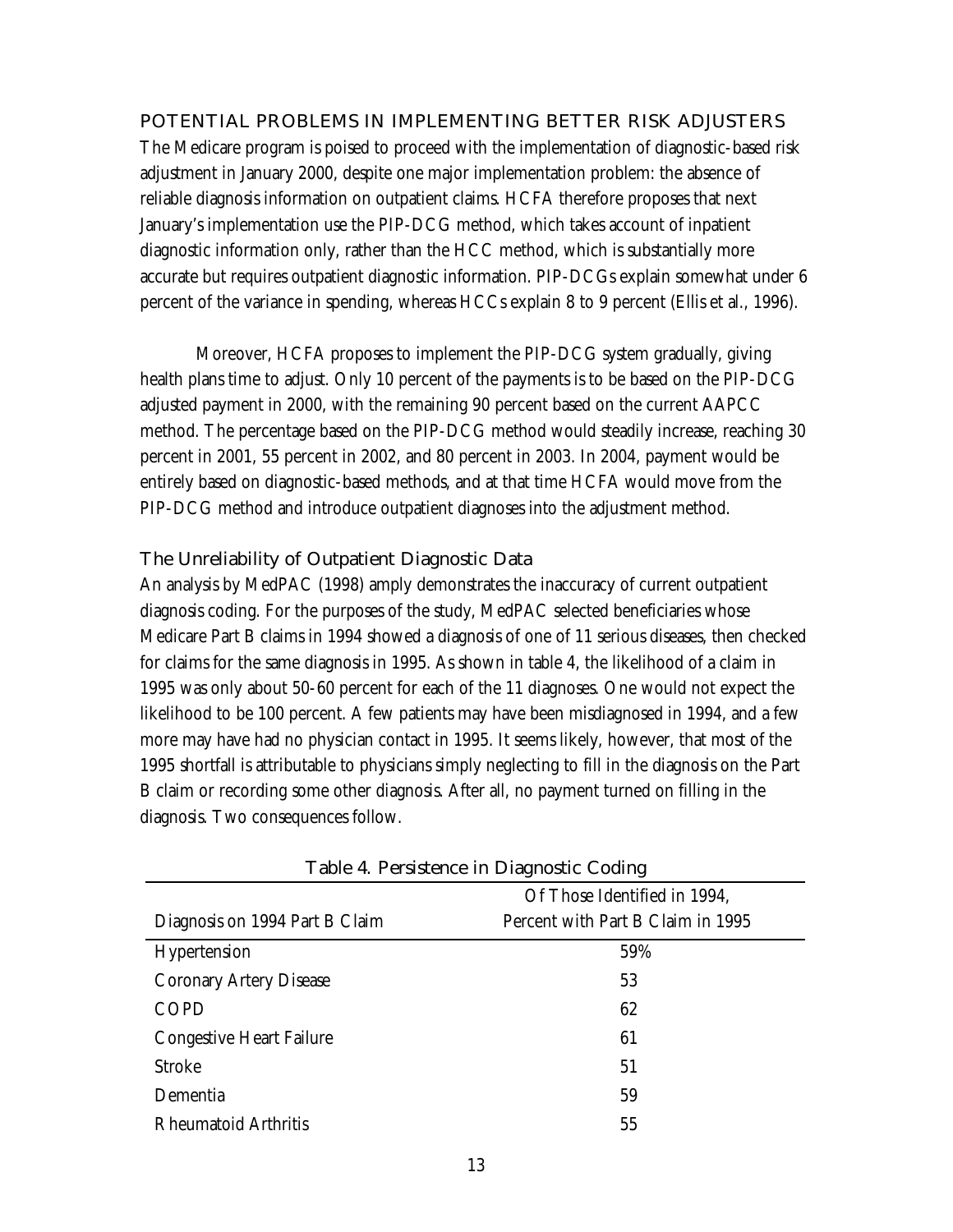## POTENTIAL PROBLEMS IN IMPLEMENTING BETTER RISK ADJUSTERS

The Medicare program is poised to proceed with the implementation of diagnostic-based risk adjustment in January 2000, despite one major implementation problem: the absence of reliable diagnosis information on outpatient claims. HCFA therefore proposes that next January's implementation use the PIP-DCG method, which takes account of inpatient diagnostic information only, rather than the HCC method, which is substantially more accurate but requires outpatient diagnostic information. PIP-DCGs explain somewhat under 6 percent of the variance in spending, whereas HCCs explain 8 to 9 percent (Ellis et al., 1996).

Moreover, HCFA proposes to implement the PIP-DCG system gradually, giving health plans time to adjust. Only 10 percent of the payments is to be based on the PIP-DCG adjusted payment in 2000, with the remaining 90 percent based on the current AAPCC method. The percentage based on the PIP-DCG method would steadily increase, reaching 30 percent in 2001, 55 percent in 2002, and 80 percent in 2003. In 2004, payment would be entirely based on diagnostic-based methods, and at that time HCFA would move from the PIP-DCG method and introduce outpatient diagnoses into the adjustment method.

### The Unreliability of Outpatient Diagnostic Data

An analysis by MedPAC (1998) amply demonstrates the inaccuracy of current outpatient diagnosis coding. For the purposes of the study, MedPAC selected beneficiaries whose Medicare Part B claims in 1994 showed a diagnosis of one of 11 serious diseases, then checked for claims for the same diagnosis in 1995. As shown in table 4, the likelihood of a claim in 1995 was only about 50-60 percent for each of the 11 diagnoses. One would not expect the likelihood to be 100 percent. A few patients may have been misdiagnosed in 1994, and a few more may have had no physician contact in 1995. It seems likely, however, that most of the 1995 shortfall is attributable to physicians simply neglecting to fill in the diagnosis on the Part B claim or recording some other diagnosis. After all, no payment turned on filling in the diagnosis. Two consequences follow.

Table 4. Persistence in Diagnostic Coding

| Diagnosis on 1994 Part B Claim | Of Those Identified in 1994, Percent with Part B Claim in 1995 |
|---|---|
| Hypertension | 59% |
| Coronary Artery Disease | 53 |
| COPD | 62 |
| Congestive Heart Failure | 61 |
| Stroke | 51 |
| Dementia | 59 |
| Rheumatoid Arthritis | 55 |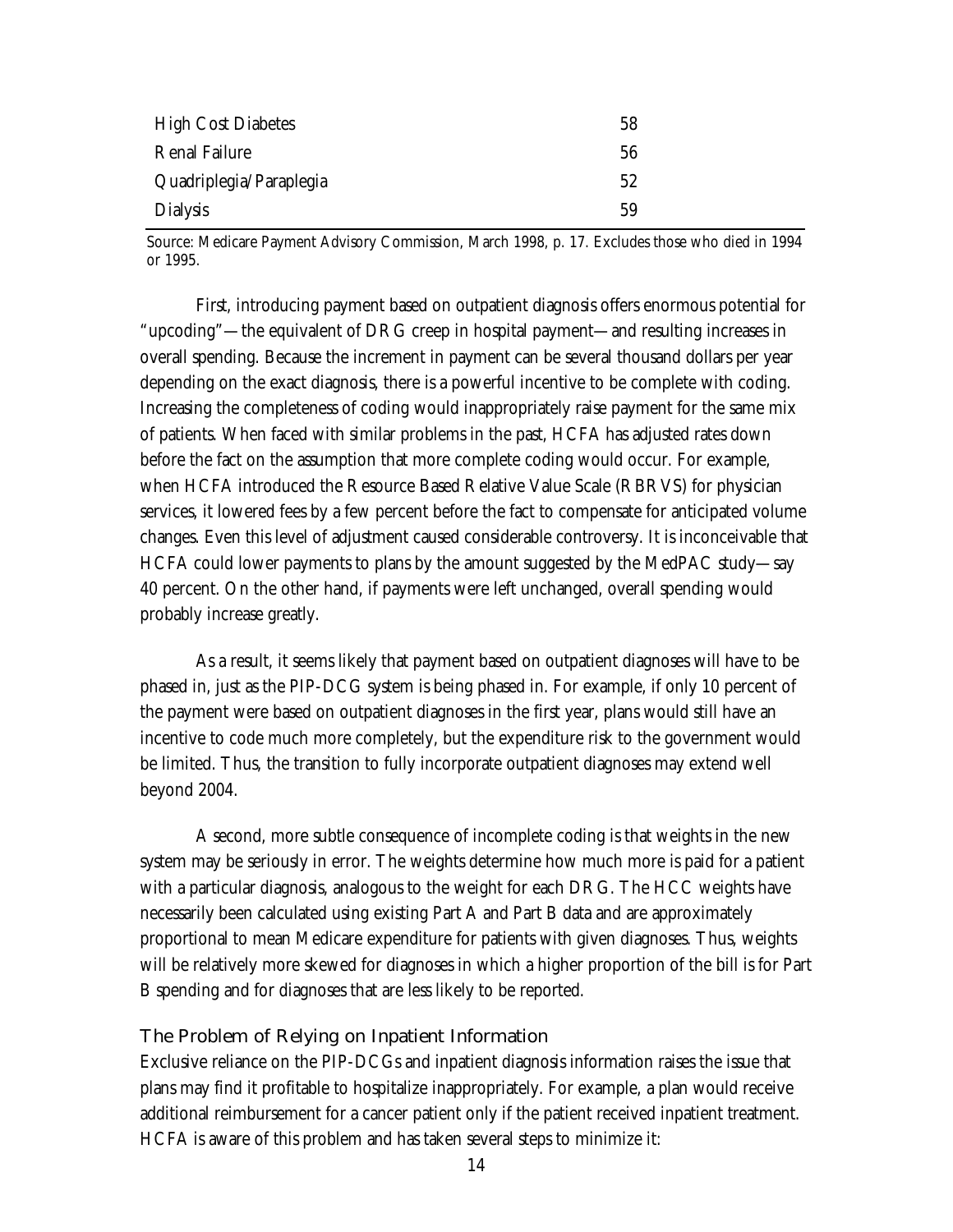| | |
|---|---|
| High Cost Diabetes | 58 |
| Renal Failure | 56 |
| Quadriplegia/Paraplegia | 52 |
| Dialysis | 59 |

Source: Medicare Payment Advisory Commission, March 1998, p. 17. Excludes those who died in 1994 or 1995.

First, introducing payment based on outpatient diagnosis offers enormous potential for "upcoding"—the equivalent of DRG creep in hospital payment—and resulting increases in overall spending. Because the increment in payment can be several thousand dollars per year depending on the exact diagnosis, there is a powerful incentive to be complete with coding. Increasing the completeness of coding would inappropriately raise payment for the same mix of patients. When faced with similar problems in the past, HCFA has adjusted rates down before the fact on the assumption that more complete coding would occur. For example, when HCFA introduced the Resource Based Relative Value Scale (RBRVS) for physician services, it lowered fees by a few percent before the fact to compensate for anticipated volume changes. Even this level of adjustment caused considerable controversy. It is inconceivable that HCFA could lower payments to plans by the amount suggested by the MedPAC study—say 40 percent. On the other hand, if payments were left unchanged, overall spending would probably increase greatly.

As a result, it seems likely that payment based on outpatient diagnoses will have to be phased in, just as the PIP-DCG system is being phased in. For example, if only 10 percent of the payment were based on outpatient diagnoses in the first year, plans would still have an incentive to code much more completely, but the expenditure risk to the government would be limited. Thus, the transition to fully incorporate outpatient diagnoses may extend well beyond 2004.

A second, more subtle consequence of incomplete coding is that weights in the new system may be seriously in error. The weights determine how much more is paid for a patient with a particular diagnosis, analogous to the weight for each DRG. The HCC weights have necessarily been calculated using existing Part A and Part B data and are approximately proportional to mean Medicare expenditure for patients with given diagnoses. Thus, weights will be relatively more skewed for diagnoses in which a higher proportion of the bill is for Part B spending and for diagnoses that are less likely to be reported.

### The Problem of Relying on Inpatient Information

Exclusive reliance on the PIP-DCGs and inpatient diagnosis information raises the issue that plans may find it profitable to hospitalize inappropriately. For example, a plan would receive additional reimbursement for a cancer patient only if the patient received inpatient treatment. HCFA is aware of this problem and has taken several steps to minimize it: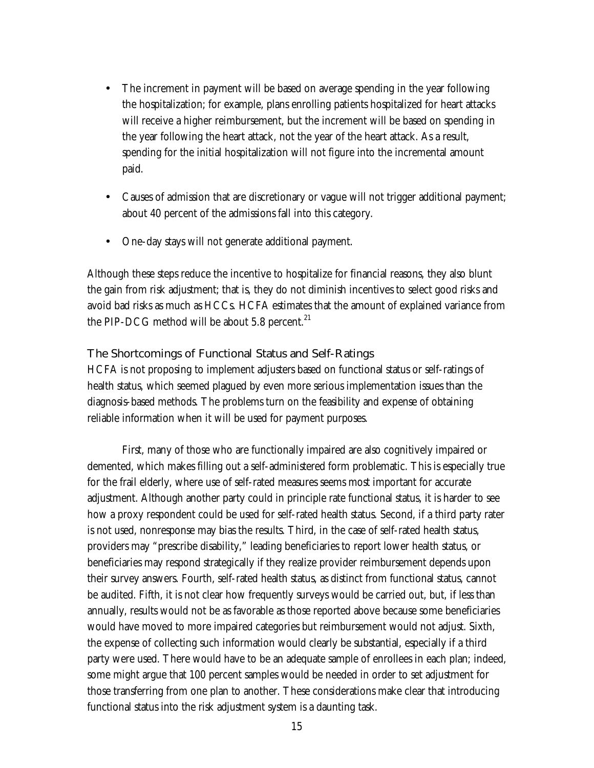- The increment in payment will be based on average spending in the year following the hospitalization; for example, plans enrolling patients hospitalized for heart attacks will receive a higher reimbursement, but the increment will be based on spending in the year following the heart attack, not the year of the heart attack. As a result, spending for the initial hospitalization will not figure into the incremental amount paid.

- Causes of admission that are discretionary or vague will not trigger additional payment; about 40 percent of the admissions fall into this category.

- One-day stays will not generate additional payment.

Although these steps reduce the incentive to hospitalize for financial reasons, they also blunt the gain from risk adjustment; that is, they do not diminish incentives to select good risks and avoid bad risks as much as HCCs. HCFA estimates that the amount of explained variance from the PIP-DCG method will be about 5.8 percent.[21]

### The Shortcomings of Functional Status and Self-Ratings

HCFA is not proposing to implement adjusters based on functional status or self-ratings of health status, which seemed plagued by even more serious implementation issues than the diagnosis-based methods. The problems turn on the feasibility and expense of obtaining reliable information when it will be used for payment purposes.

First, many of those who are functionally impaired are also cognitively impaired or demented, which makes filling out a self-administered form problematic. This is especially true for the frail elderly, where use of self-rated measures seems most important for accurate adjustment. Although another party could in principle rate functional status, it is harder to see how a proxy respondent could be used for self-rated health status. Second, if a third party rater is not used, nonresponse may bias the results. Third, in the case of self-rated health status, providers may "prescribe disability," leading beneficiaries to report lower health status, or beneficiaries may respond strategically if they realize provider reimbursement depends upon their survey answers. Fourth, self-rated health status, as distinct from functional status, cannot be audited. Fifth, it is not clear how frequently surveys would be carried out, but, if less than annually, results would not be as favorable as those reported above because some beneficiaries would have moved to more impaired categories but reimbursement would not adjust. Sixth, the expense of collecting such information would clearly be substantial, especially if a third party were used. There would have to be an adequate sample of enrollees in each plan; indeed, some might argue that 100 percent samples would be needed in order to set adjustment for those transferring from one plan to another. These considerations make clear that introducing functional status into the risk adjustment system is a daunting task.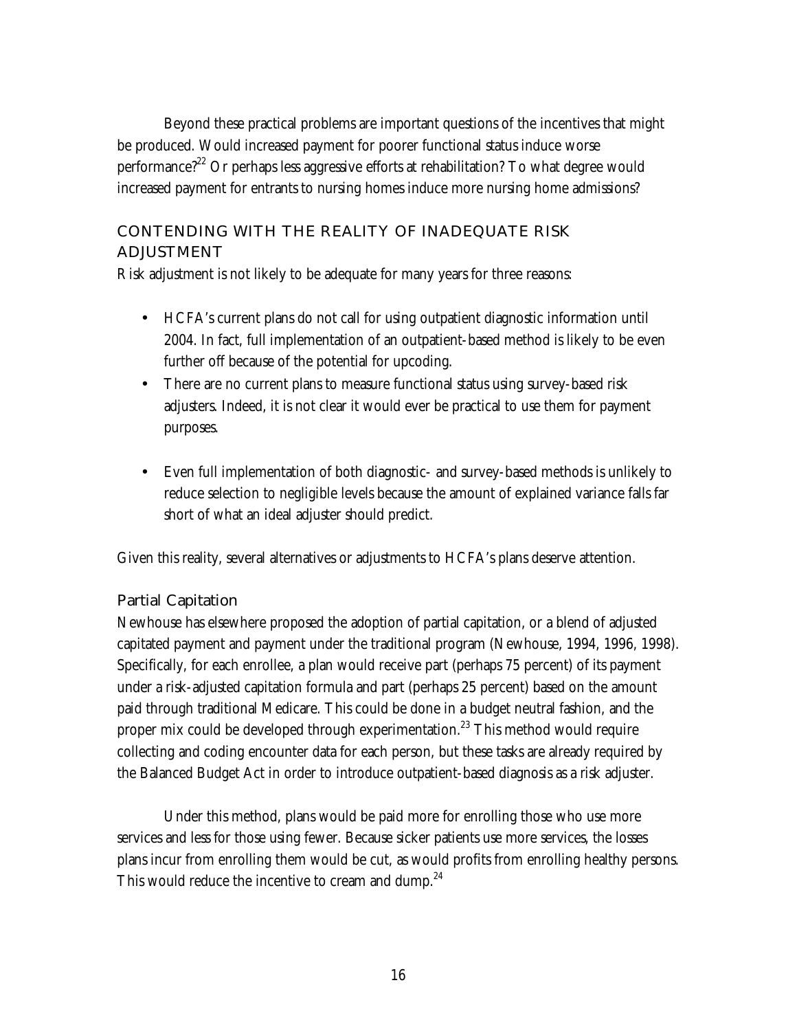Beyond these practical problems are important questions of the incentives that might be produced. Would increased payment for poorer functional status induce worse performance?[22] Or perhaps less aggressive efforts at rehabilitation? To what degree would increased payment for entrants to nursing homes induce more nursing home admissions?

## CONTENDING WITH THE REALITY OF INADEQUATE RISK ADJUSTMENT

Risk adjustment is not likely to be adequate for many years for three reasons:

- HCFA's current plans do not call for using outpatient diagnostic information until 2004. In fact, full implementation of an outpatient-based method is likely to be even further off because of the potential for upcoding.
- There are no current plans to measure functional status using survey-based risk adjusters. Indeed, it is not clear it would ever be practical to use them for payment purposes.
- Even full implementation of both diagnostic- and survey-based methods is unlikely to reduce selection to negligible levels because the amount of explained variance falls far short of what an ideal adjuster should predict.

Given this reality, several alternatives or adjustments to HCFA's plans deserve attention.

### Partial Capitation

Newhouse has elsewhere proposed the adoption of partial capitation, or a blend of adjusted capitated payment and payment under the traditional program (Newhouse, 1994, 1996, 1998). Specifically, for each enrollee, a plan would receive part (perhaps 75 percent) of its payment under a risk-adjusted capitation formula and part (perhaps 25 percent) based on the amount paid through traditional Medicare. This could be done in a budget neutral fashion, and the proper mix could be developed through experimentation.[23] This method would require collecting and coding encounter data for each person, but these tasks are already required by the Balanced Budget Act in order to introduce outpatient-based diagnosis as a risk adjuster.

Under this method, plans would be paid more for enrolling those who use more services and less for those using fewer. Because sicker patients use more services, the losses plans incur from enrolling them would be cut, as would profits from enrolling healthy persons. This would reduce the incentive to cream and dump.[24]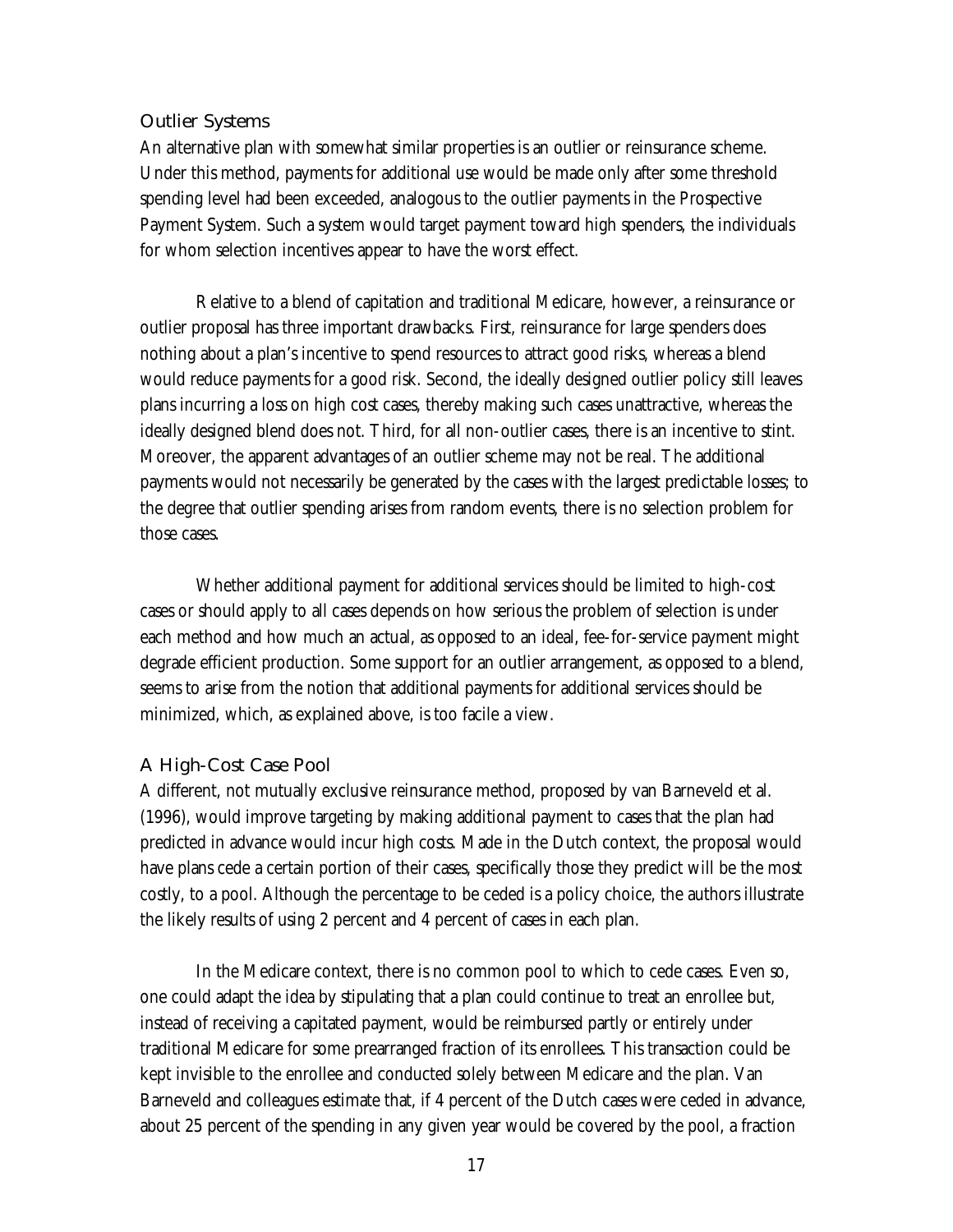### Outlier Systems

An alternative plan with somewhat similar properties is an outlier or reinsurance scheme. Under this method, payments for additional use would be made only after some threshold spending level had been exceeded, analogous to the outlier payments in the Prospective Payment System. Such a system would target payment toward high spenders, the individuals for whom selection incentives appear to have the worst effect.

Relative to a blend of capitation and traditional Medicare, however, a reinsurance or outlier proposal has three important drawbacks. First, reinsurance for large spenders does nothing about a plan's incentive to spend resources to attract good risks, whereas a blend would reduce payments for a good risk. Second, the ideally designed outlier policy still leaves plans incurring a loss on high cost cases, thereby making such cases unattractive, whereas the ideally designed blend does not. Third, for all non-outlier cases, there is an incentive to stint. Moreover, the apparent advantages of an outlier scheme may not be real. The additional payments would not necessarily be generated by the cases with the largest predictable losses; to the degree that outlier spending arises from random events, there is no selection problem for those cases.

Whether additional payment for additional services should be limited to high-cost cases or should apply to all cases depends on how serious the problem of selection is under each method and how much an actual, as opposed to an ideal, fee-for-service payment might degrade efficient production. Some support for an outlier arrangement, as opposed to a blend, seems to arise from the notion that additional payments for additional services should be minimized, which, as explained above, is too facile a view.

### A High-Cost Case Pool

A different, not mutually exclusive reinsurance method, proposed by van Barneveld et al. (1996), would improve targeting by making additional payment to cases that the plan had predicted in advance would incur high costs. Made in the Dutch context, the proposal would have plans cede a certain portion of their cases, specifically those they predict will be the most costly, to a pool. Although the percentage to be ceded is a policy choice, the authors illustrate the likely results of using 2 percent and 4 percent of cases in each plan.

In the Medicare context, there is no common pool to which to cede cases. Even so, one could adapt the idea by stipulating that a plan could continue to treat an enrollee but, instead of receiving a capitated payment, would be reimbursed partly or entirely under traditional Medicare for some prearranged fraction of its enrollees. This transaction could be kept invisible to the enrollee and conducted solely between Medicare and the plan. Van Barneveld and colleagues estimate that, if 4 percent of the Dutch cases were ceded in advance, about 25 percent of the spending in any given year would be covered by the pool, a fraction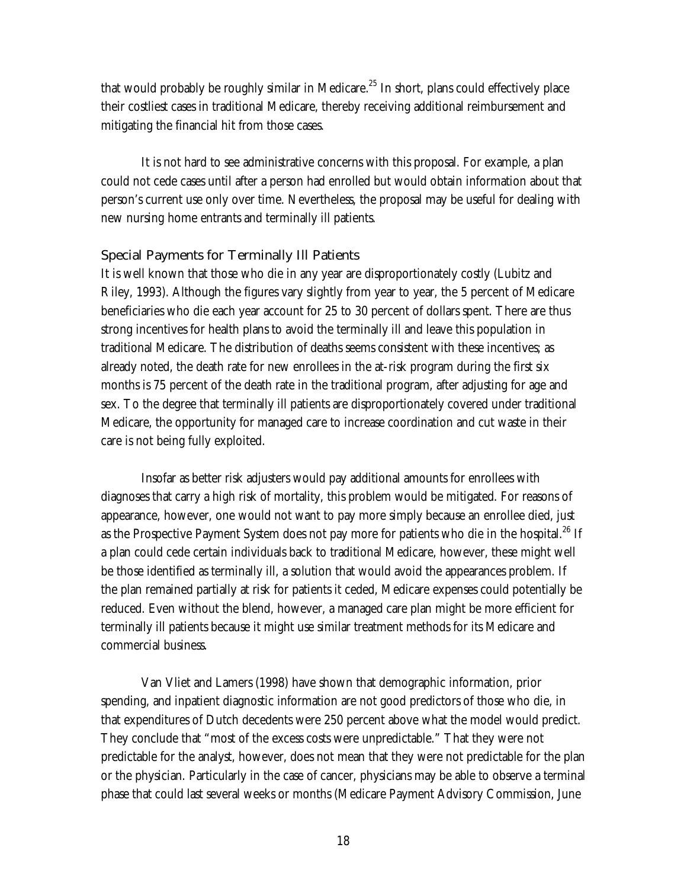that would probably be roughly similar in Medicare.[25] In short, plans could effectively place their costliest cases in traditional Medicare, thereby receiving additional reimbursement and mitigating the financial hit from those cases.

It is not hard to see administrative concerns with this proposal. For example, a plan could not cede cases until after a person had enrolled but would obtain information about that person's current use only over time. Nevertheless, the proposal may be useful for dealing with new nursing home entrants and terminally ill patients.

### Special Payments for Terminally Ill Patients

It is well known that those who die in any year are disproportionately costly (Lubitz and Riley, 1993). Although the figures vary slightly from year to year, the 5 percent of Medicare beneficiaries who die each year account for 25 to 30 percent of dollars spent. There are thus strong incentives for health plans to avoid the terminally ill and leave this population in traditional Medicare. The distribution of deaths seems consistent with these incentives; as already noted, the death rate for new enrollees in the at-risk program during the first six months is 75 percent of the death rate in the traditional program, after adjusting for age and sex. To the degree that terminally ill patients are disproportionately covered under traditional Medicare, the opportunity for managed care to increase coordination and cut waste in their care is not being fully exploited.

Insofar as better risk adjusters would pay additional amounts for enrollees with diagnoses that carry a high risk of mortality, this problem would be mitigated. For reasons of appearance, however, one would not want to pay more simply because an enrollee died, just as the Prospective Payment System does not pay more for patients who die in the hospital.[26] If a plan could cede certain individuals back to traditional Medicare, however, these might well be those identified as terminally ill, a solution that would avoid the appearances problem. If the plan remained partially at risk for patients it ceded, Medicare expenses could potentially be reduced. Even without the blend, however, a managed care plan might be more efficient for terminally ill patients because it might use similar treatment methods for its Medicare and commercial business.

Van Vliet and Lamers (1998) have shown that demographic information, prior spending, and inpatient diagnostic information are not good predictors of those who die, in that expenditures of Dutch decedents were 250 percent above what the model would predict. They conclude that "most of the excess costs were unpredictable." That they were not predictable for the analyst, however, does not mean that they were not predictable for the plan or the physician. Particularly in the case of cancer, physicians may be able to observe a terminal phase that could last several weeks or months (Medicare Payment Advisory Commission, June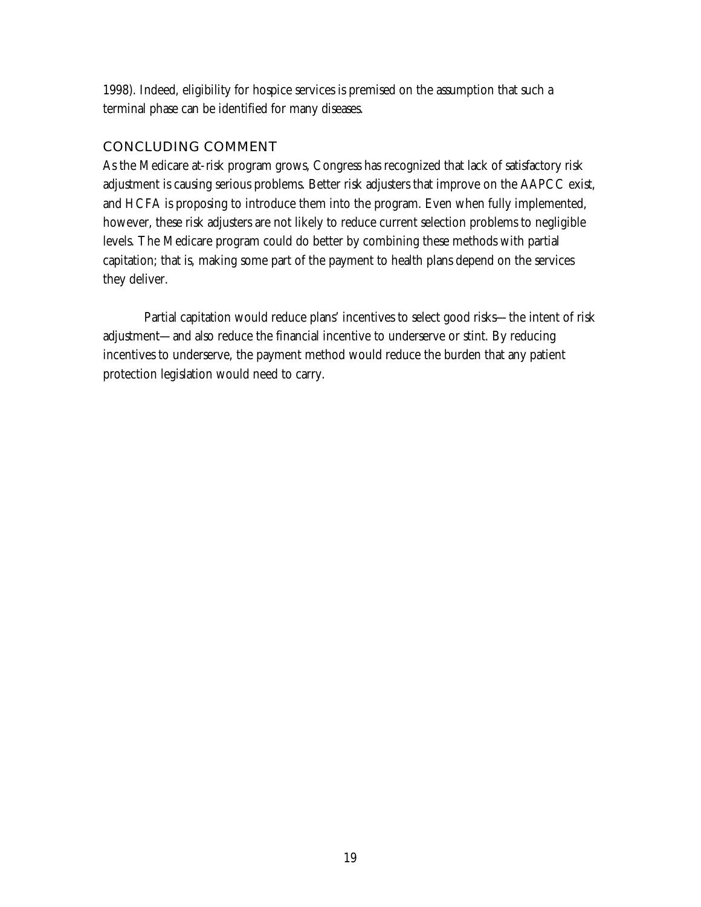1998). Indeed, eligibility for hospice services is premised on the assumption that such a terminal phase can be identified for many diseases.

## CONCLUDING COMMENT

As the Medicare at-risk program grows, Congress has recognized that lack of satisfactory risk adjustment is causing serious problems. Better risk adjusters that improve on the AAPCC exist, and HCFA is proposing to introduce them into the program. Even when fully implemented, however, these risk adjusters are not likely to reduce current selection problems to negligible levels. The Medicare program could do better by combining these methods with partial capitation; that is, making some part of the payment to health plans depend on the services they deliver.

Partial capitation would reduce plans' incentives to select good risks—the intent of risk adjustment—and also reduce the financial incentive to underserve or stint. By reducing incentives to underserve, the payment method would reduce the burden that any patient protection legislation would need to carry.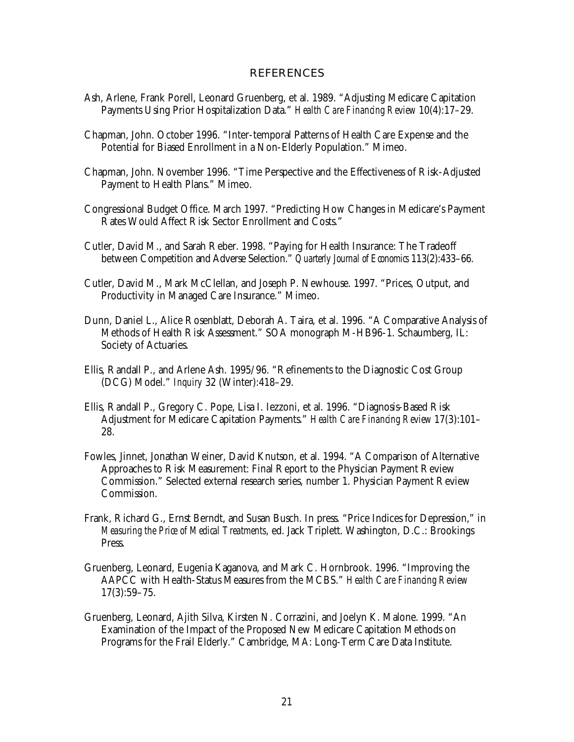## REFERENCES

Ash, Arlene, Frank Porell, Leonard Gruenberg, et al. 1989. "Adjusting Medicare Capitation Payments Using Prior Hospitalization Data." *Health Care Financing Review* 10(4):17–29.

Chapman, John. October 1996. "Inter-temporal Patterns of Health Care Expense and the Potential for Biased Enrollment in a Non-Elderly Population." Mimeo.

Chapman, John. November 1996. "Time Perspective and the Effectiveness of Risk-Adjusted Payment to Health Plans." Mimeo.

Congressional Budget Office. March 1997. "Predicting How Changes in Medicare's Payment Rates Would Affect Risk Sector Enrollment and Costs."

Cutler, David M., and Sarah Reber. 1998. "Paying for Health Insurance: The Tradeoff between Competition and Adverse Selection." *Quarterly Journal of Economics* 113(2):433–66.

Cutler, David M., Mark McClellan, and Joseph P. Newhouse. 1997. "Prices, Output, and Productivity in Managed Care Insurance." Mimeo.

Dunn, Daniel L., Alice Rosenblatt, Deborah A. Taira, et al. 1996. "A Comparative Analysis of Methods of Health Risk Assessment." SOA monograph M-HB96-1. Schaumberg, IL: Society of Actuaries.

Ellis, Randall P., and Arlene Ash. 1995/96. "Refinements to the Diagnostic Cost Group (DCG) Model." *Inquiry* 32 (Winter):418–29.

Ellis, Randall P., Gregory C. Pope, Lisa I. Iezzoni, et al. 1996. "Diagnosis-Based Risk Adjustment for Medicare Capitation Payments." *Health Care Financing Review* 17(3):101–28.

Fowles, Jinnet, Jonathan Weiner, David Knutson, et al. 1994. "A Comparison of Alternative Approaches to Risk Measurement: Final Report to the Physician Payment Review Commission." Selected external research series, number 1. Physician Payment Review Commission.

Frank, Richard G., Ernst Berndt, and Susan Busch. In press. "Price Indices for Depression," in *Measuring the Price of Medical Treatments*, ed. Jack Triplett. Washington, D.C.: Brookings Press.

Gruenberg, Leonard, Eugenia Kaganova, and Mark C. Hornbrook. 1996. "Improving the AAPCC with Health-Status Measures from the MCBS." *Health Care Financing Review* 17(3):59–75.

Gruenberg, Leonard, Ajith Silva, Kirsten N. Corrazini, and Joelyn K. Malone. 1999. "An Examination of the Impact of the Proposed New Medicare Capitation Methods on Programs for the Frail Elderly." Cambridge, MA: Long-Term Care Data Institute.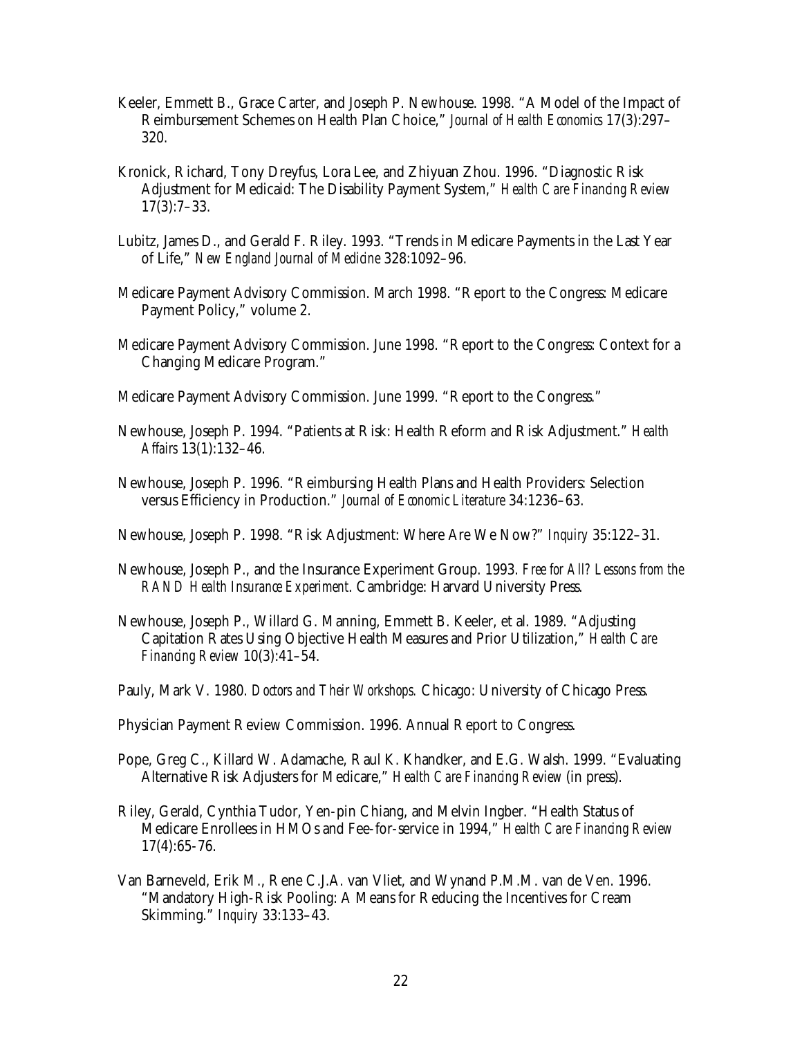Keeler, Emmett B., Grace Carter, and Joseph P. Newhouse. 1998. "A Model of the Impact of Reimbursement Schemes on Health Plan Choice," *Journal of Health Economics* 17(3):297–320.

Kronick, Richard, Tony Dreyfus, Lora Lee, and Zhiyuan Zhou. 1996. "Diagnostic Risk Adjustment for Medicaid: The Disability Payment System," *Health Care Financing Review* 17(3):7–33.

Lubitz, James D., and Gerald F. Riley. 1993. "Trends in Medicare Payments in the Last Year of Life," *New England Journal of Medicine* 328:1092–96.

Medicare Payment Advisory Commission. March 1998. "Report to the Congress: Medicare Payment Policy," volume 2.

Medicare Payment Advisory Commission. June 1998. "Report to the Congress: Context for a Changing Medicare Program."

Medicare Payment Advisory Commission. June 1999. "Report to the Congress."

Newhouse, Joseph P. 1994. "Patients at Risk: Health Reform and Risk Adjustment." *Health Affairs* 13(1):132–46.

Newhouse, Joseph P. 1996. "Reimbursing Health Plans and Health Providers: Selection versus Efficiency in Production." *Journal of Economic Literature* 34:1236–63.

Newhouse, Joseph P. 1998. "Risk Adjustment: Where Are We Now?" *Inquiry* 35:122–31.

Newhouse, Joseph P., and the Insurance Experiment Group. 1993. *Free for All? Lessons from the RAND Health Insurance Experiment*. Cambridge: Harvard University Press.

Newhouse, Joseph P., Willard G. Manning, Emmett B. Keeler, et al. 1989. "Adjusting Capitation Rates Using Objective Health Measures and Prior Utilization," *Health Care Financing Review* 10(3):41–54.

Pauly, Mark V. 1980. *Doctors and Their Workshops.* Chicago: University of Chicago Press.

Physician Payment Review Commission. 1996. Annual Report to Congress.

Pope, Greg C., Killard W. Adamache, Raul K. Khandker, and E.G. Walsh. 1999. "Evaluating Alternative Risk Adjusters for Medicare," *Health Care Financing Review* (in press).

Riley, Gerald, Cynthia Tudor, Yen-pin Chiang, and Melvin Ingber. "Health Status of Medicare Enrollees in HMOs and Fee-for-service in 1994," *Health Care Financing Review* 17(4):65-76.

Van Barneveld, Erik M., Rene C.J.A. van Vliet, and Wynand P.M.M. van de Ven. 1996. "Mandatory High-Risk Pooling: A Means for Reducing the Incentives for Cream Skimming." *Inquiry* 33:133–43.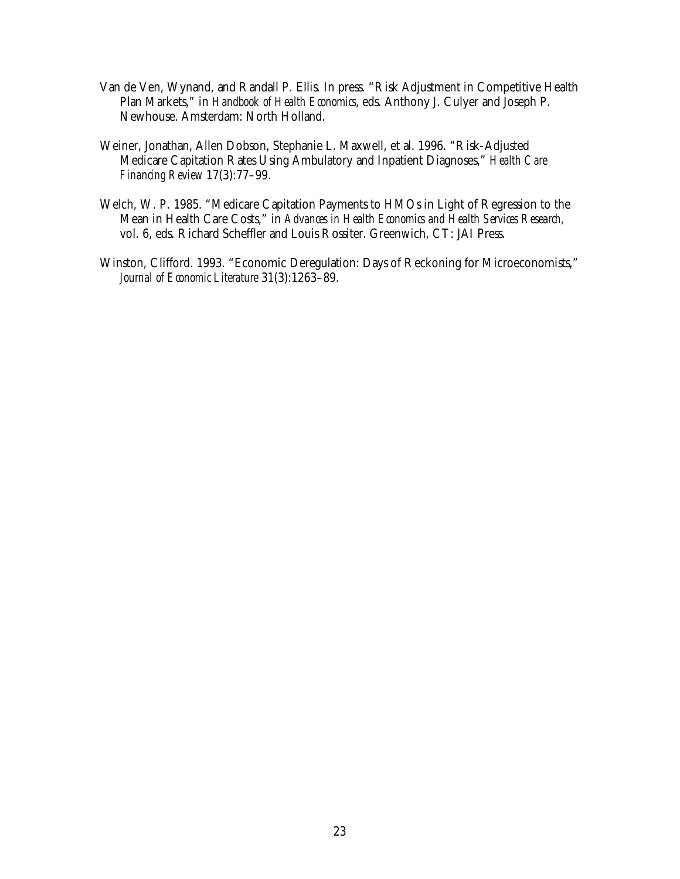Van de Ven, Wynand, and Randall P. Ellis. In press. "Risk Adjustment in Competitive Health Plan Markets," in *Handbook of Health Economics*, eds. Anthony J. Culyer and Joseph P. Newhouse. Amsterdam: North Holland.

Weiner, Jonathan, Allen Dobson, Stephanie L. Maxwell, et al. 1996. "Risk-Adjusted Medicare Capitation Rates Using Ambulatory and Inpatient Diagnoses," *Health Care Financing Review* 17(3):77–99.

Welch, W. P. 1985. "Medicare Capitation Payments to HMOs in Light of Regression to the Mean in Health Care Costs," in *Advances in Health Economics and Health Services Research,* vol. 6, eds. Richard Scheffler and Louis Rossiter. Greenwich, CT: JAI Press.

Winston, Clifford. 1993. "Economic Deregulation: Days of Reckoning for Microeconomists," *Journal of Economic Literature* 31(3):1263–89.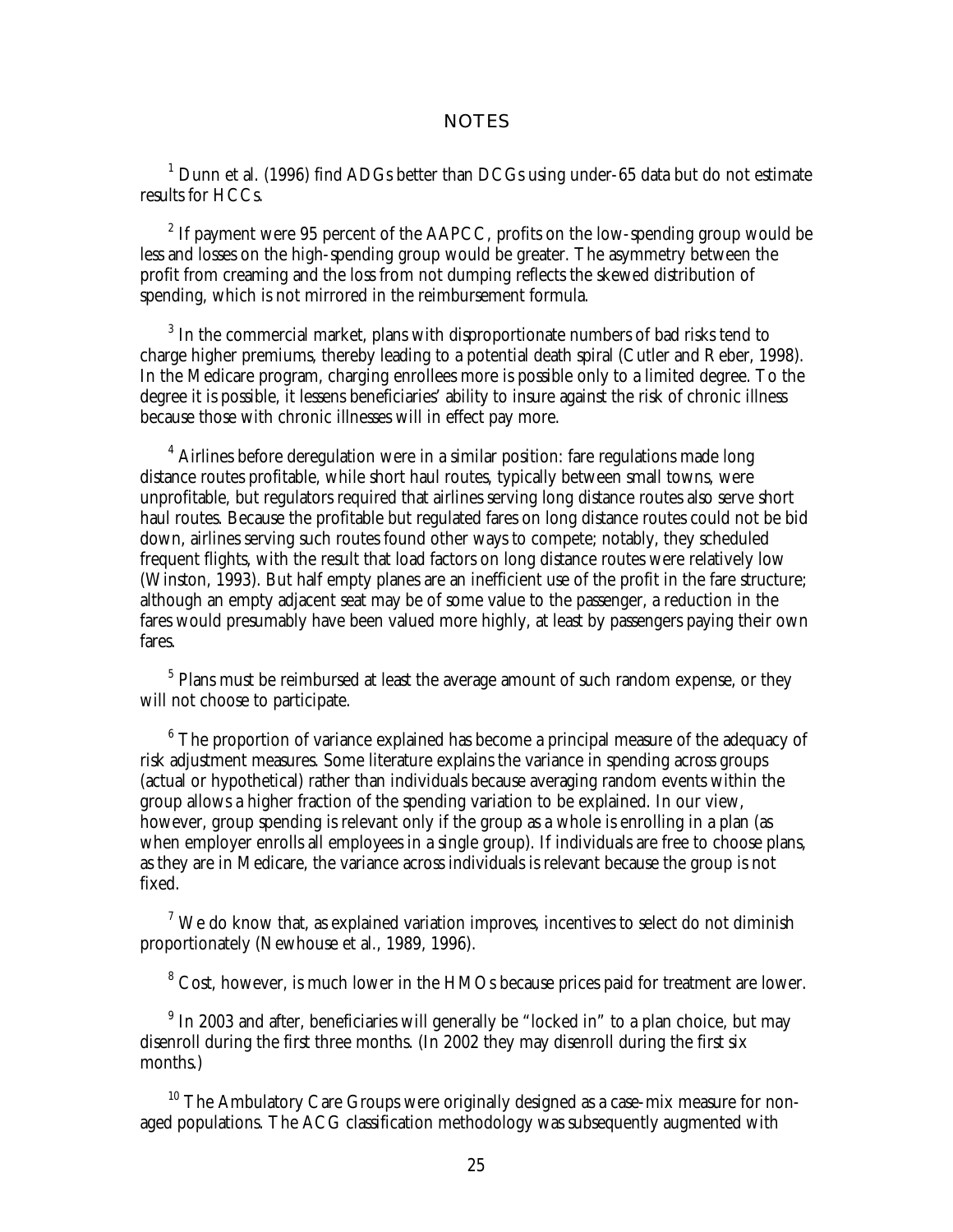## NOTES

[1] Dunn et al. (1996) find ADGs better than DCGs using under-65 data but do not estimate results for HCCs.

[2] If payment were 95 percent of the AAPCC, profits on the low-spending group would be less and losses on the high-spending group would be greater. The asymmetry between the profit from creaming and the loss from not dumping reflects the skewed distribution of spending, which is not mirrored in the reimbursement formula.

[3] In the commercial market, plans with disproportionate numbers of bad risks tend to charge higher premiums, thereby leading to a potential death spiral (Cutler and Reber, 1998). In the Medicare program, charging enrollees more is possible only to a limited degree. To the degree it is possible, it lessens beneficiaries' ability to insure against the risk of chronic illness because those with chronic illnesses will in effect pay more.

[4] Airlines before deregulation were in a similar position: fare regulations made long distance routes profitable, while short haul routes, typically between small towns, were unprofitable, but regulators required that airlines serving long distance routes also serve short haul routes. Because the profitable but regulated fares on long distance routes could not be bid down, airlines serving such routes found other ways to compete; notably, they scheduled frequent flights, with the result that load factors on long distance routes were relatively low (Winston, 1993). But half empty planes are an inefficient use of the profit in the fare structure; although an empty adjacent seat may be of some value to the passenger, a reduction in the fares would presumably have been valued more highly, at least by passengers paying their own fares.

[5] Plans must be reimbursed at least the average amount of such random expense, or they will not choose to participate.

[6] The proportion of variance explained has become a principal measure of the adequacy of risk adjustment measures. Some literature explains the variance in spending across groups (actual or hypothetical) rather than individuals because averaging random events within the group allows a higher fraction of the spending variation to be explained. In our view, however, group spending is relevant only if the group as a whole is enrolling in a plan (as when employer enrolls all employees in a single group). If individuals are free to choose plans, as they are in Medicare, the variance across individuals is relevant because the group is not fixed.

[7] We do know that, as explained variation improves, incentives to select do not diminish proportionately (Newhouse et al., 1989, 1996).

[8] Cost, however, is much lower in the HMOs because prices paid for treatment are lower.

[9] In 2003 and after, beneficiaries will generally be "locked in" to a plan choice, but may disenroll during the first three months. (In 2002 they may disenroll during the first six months.)

[10] The Ambulatory Care Groups were originally designed as a case-mix measure for non-aged populations. The ACG classification methodology was subsequently augmented with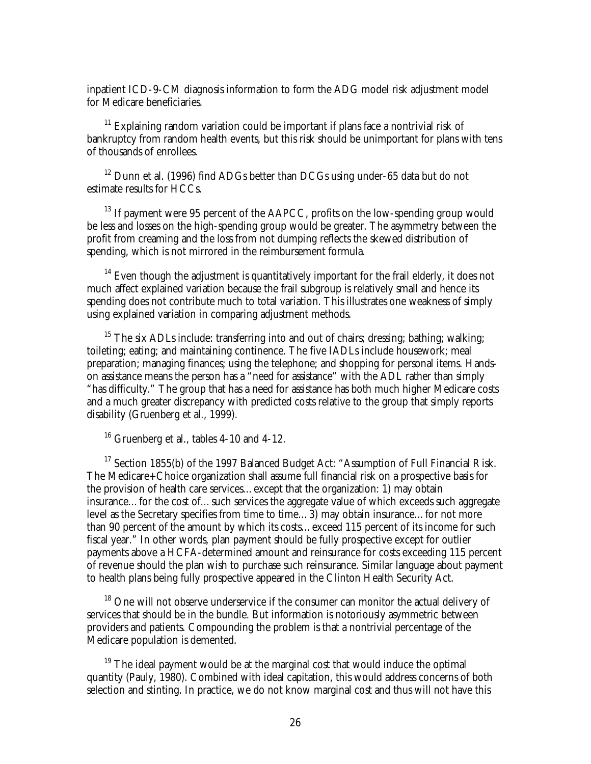inpatient ICD-9-CM diagnosis information to form the ADG model risk adjustment model for Medicare beneficiaries.

[11] Explaining random variation could be important if plans face a nontrivial risk of bankruptcy from random health events, but this risk should be unimportant for plans with tens of thousands of enrollees.

[12] Dunn et al. (1996) find ADGs better than DCGs using under-65 data but do not estimate results for HCCs.

[13] If payment were 95 percent of the AAPCC, profits on the low-spending group would be less and losses on the high-spending group would be greater. The asymmetry between the profit from creaming and the loss from not dumping reflects the skewed distribution of spending, which is not mirrored in the reimbursement formula.

[14] Even though the adjustment is quantitatively important for the frail elderly, it does not much affect explained variation because the frail subgroup is relatively small and hence its spending does not contribute much to total variation. This illustrates one weakness of simply using explained variation in comparing adjustment methods.

[15] The six ADLs include: transferring into and out of chairs; dressing; bathing; walking; toileting; eating; and maintaining continence. The five IADLs include housework; meal preparation; managing finances; using the telephone; and shopping for personal items. Hands-on assistance means the person has a "need for assistance" with the ADL rather than simply "has difficulty." The group that has a need for assistance has both much higher Medicare costs and a much greater discrepancy with predicted costs relative to the group that simply reports disability (Gruenberg et al., 1999).

[16] Gruenberg et al., tables 4-10 and 4-12.

[17] Section 1855(b) of the 1997 Balanced Budget Act: "Assumption of Full Financial Risk. The Medicare+Choice organization shall assume full financial risk on a prospective basis for the provision of health care services… except that the organization: 1) may obtain insurance… for the cost of… such services the aggregate value of which exceeds such aggregate level as the Secretary specifies from time to time… 3) may obtain insurance… for not more than 90 percent of the amount by which its costs… exceed 115 percent of its income for such fiscal year." In other words, plan payment should be fully prospective except for outlier payments above a HCFA-determined amount and reinsurance for costs exceeding 115 percent of revenue should the plan wish to purchase such reinsurance. Similar language about payment to health plans being fully prospective appeared in the Clinton Health Security Act.

[18] One will not observe underservice if the consumer can monitor the actual delivery of services that should be in the bundle. But information is notoriously asymmetric between providers and patients. Compounding the problem is that a nontrivial percentage of the Medicare population is demented.

[19] The ideal payment would be at the marginal cost that would induce the optimal quantity (Pauly, 1980). Combined with ideal capitation, this would address concerns of both selection and stinting. In practice, we do not know marginal cost and thus will not have this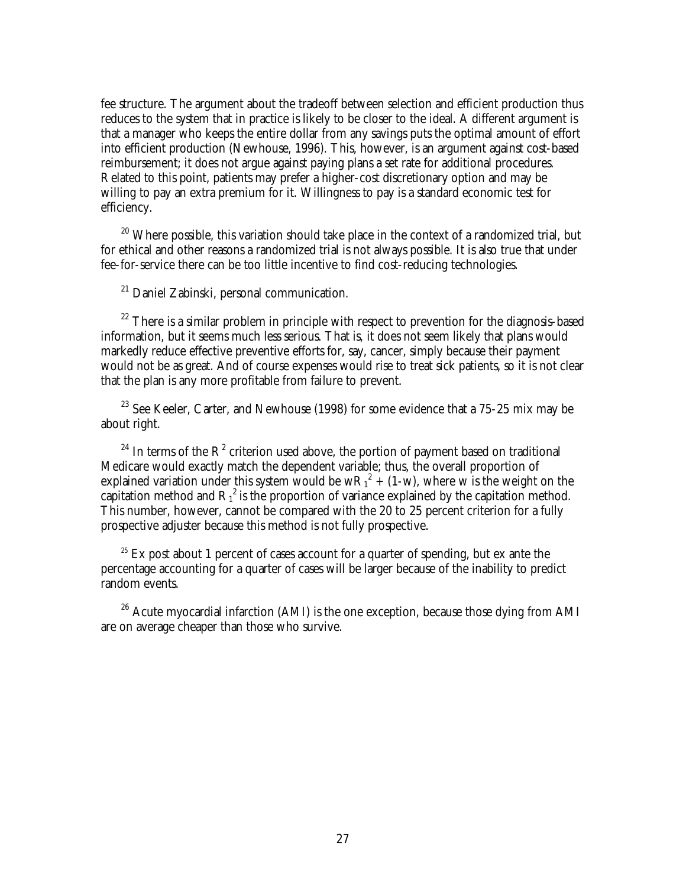fee structure. The argument about the tradeoff between selection and efficient production thus reduces to the system that in practice is likely to be closer to the ideal. A different argument is that a manager who keeps the entire dollar from any savings puts the optimal amount of effort into efficient production (Newhouse, 1996). This, however, is an argument against cost-based reimbursement; it does not argue against paying plans a set rate for additional procedures. Related to this point, patients may prefer a higher-cost discretionary option and may be willing to pay an extra premium for it. Willingness to pay is a standard economic test for efficiency.

[20] Where possible, this variation should take place in the context of a randomized trial, but for ethical and other reasons a randomized trial is not always possible. It is also true that under fee-for-service there can be too little incentive to find cost-reducing technologies.

[21] Daniel Zabinski, personal communication.

[22] There is a similar problem in principle with respect to prevention for the diagnosis-based information, but it seems much less serious. That is, it does not seem likely that plans would markedly reduce effective preventive efforts for, say, cancer, simply because their payment would not be as great. And of course expenses would rise to treat sick patients, so it is not clear that the plan is any more profitable from failure to prevent.

[23] See Keeler, Carter, and Newhouse (1998) for some evidence that a 75-25 mix may be about right.

[24] In terms of the $R^2$ criterion used above, the portion of payment based on traditional Medicare would exactly match the dependent variable; thus, the overall proportion of explained variation under this system would be $wR_1^2 + (1-w)$, where w is the weight on the capitation method and $R_1^2$ is the proportion of variance explained by the capitation method. This number, however, cannot be compared with the 20 to 25 percent criterion for a fully prospective adjuster because this method is not fully prospective.

[25] Ex post about 1 percent of cases account for a quarter of spending, but ex ante the percentage accounting for a quarter of cases will be larger because of the inability to predict random events.

[26] Acute myocardial infarction (AMI) is the one exception, because those dying from AMI are on average cheaper than those who survive.